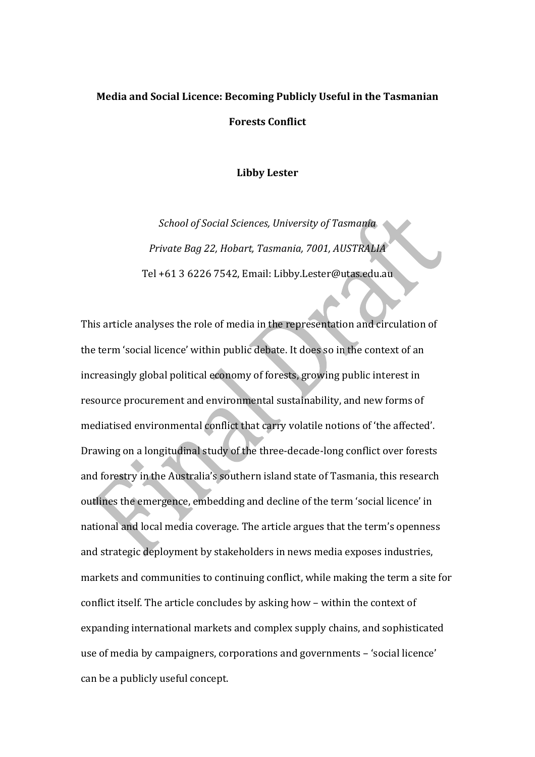# Media and Social Licence: Becoming Publicly Useful in the Tasmanian Forests Conflict

**Libby Lester**

*School of Social Sciences, University of Tasmania*

*Private Bag 22, Hobart, Tasmania, 7001, AUSTRALIA*

Tel +61 3 6226 7542, Email: Libby.Lester@utas.edu.au

This article analyses the role of media in the representation and circulation of the term 'social licence' within public debate. It does so in the context of an increasingly global political economy of forests, growing public interest in resource procurement and environmental sustainability, and new forms of mediatised environmental conflict that carry volatile notions of 'the affected'. Drawing on a longitudinal study of the three-decade-long conflict over forests and forestry in the Australia's southern island state of Tasmania, this research outlines the emergence, embedding and decline of the term 'social licence' in national and local media coverage. The article argues that the term's openness and strategic deployment by stakeholders in news media exposes industries, markets and communities to continuing conflict, while making the term a site for conflict itself. The article concludes by asking how – within the context of expanding international markets and complex supply chains, and sophisticated use of media by campaigners, corporations and governments – 'social licence' can be a publicly useful concept.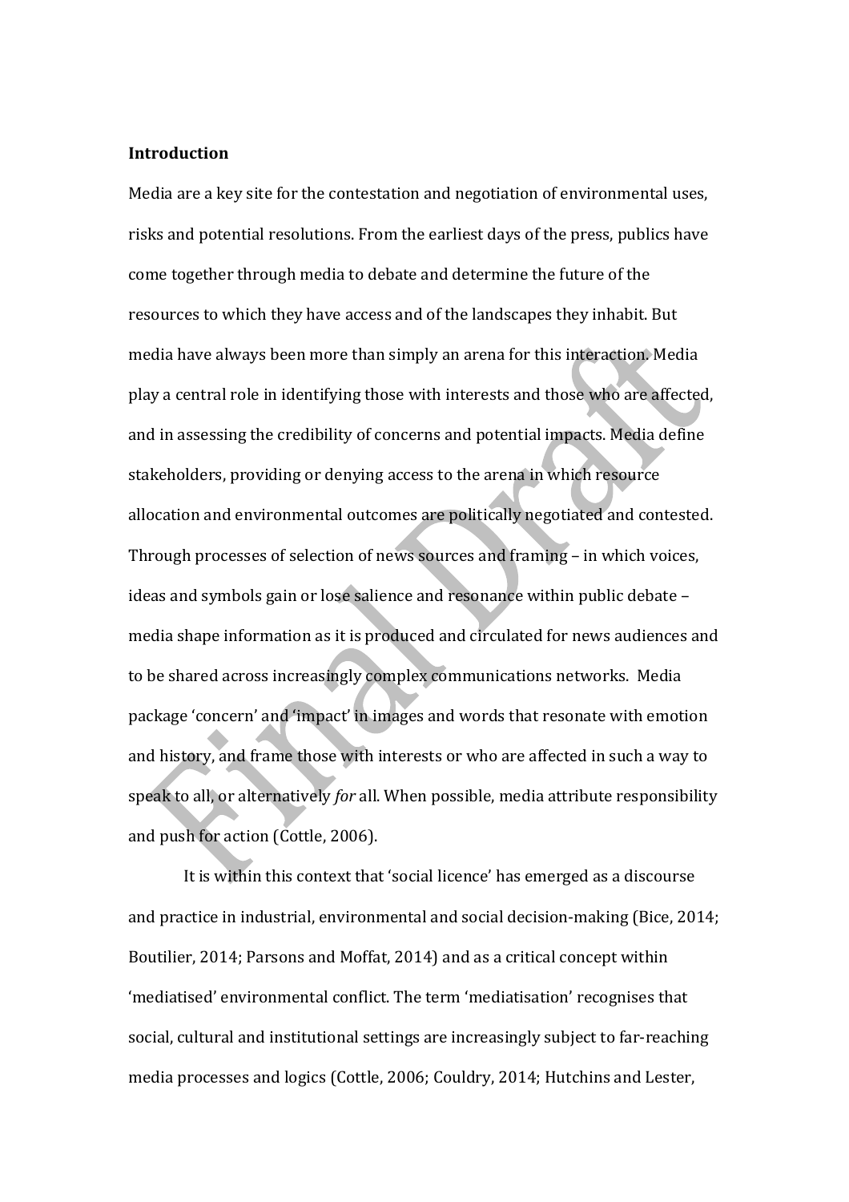**Introduction**

Media are a key site for the contestation and negotiation of environmental uses, risks and potential resolutions. From the earliest days of the press, publics have come together through media to debate and determine the future of the resources to which they have access and of the landscapes they inhabit. But media have always been more than simply an arena for this interaction. Media play a central role in identifying those with interests and those who are affected, and in assessing the credibility of concerns and potential impacts. Media define stakeholders, providing or denying access to the arena in which resource allocation and environmental outcomes are politically negotiated and contested. Through processes of selection of news sources and framing – in which voices, ideas and symbols gain or lose salience and resonance within public debate – media shape information as it is produced and circulated for news audiences and to be shared across increasingly complex communications networks. Media package 'concern' and 'impact' in images and words that resonate with emotion and history, and frame those with interests or who are affected in such a way to speak to all, or alternatively *for* all. When possible, media attribute responsibility and push for action (Cottle, 2006).

It is within this context that 'social licence' has emerged as a discourse and practice in industrial, environmental and social decision-making (Bice, 2014; Boutilier, 2014; Parsons and Moffat, 2014) and as a critical concept within 'mediatised' environmental conflict. The term 'mediatisation' recognises that social, cultural and institutional settings are increasingly subject to far-reaching media processes and logics (Cottle, 2006; Couldry, 2014; Hutchins and Lester,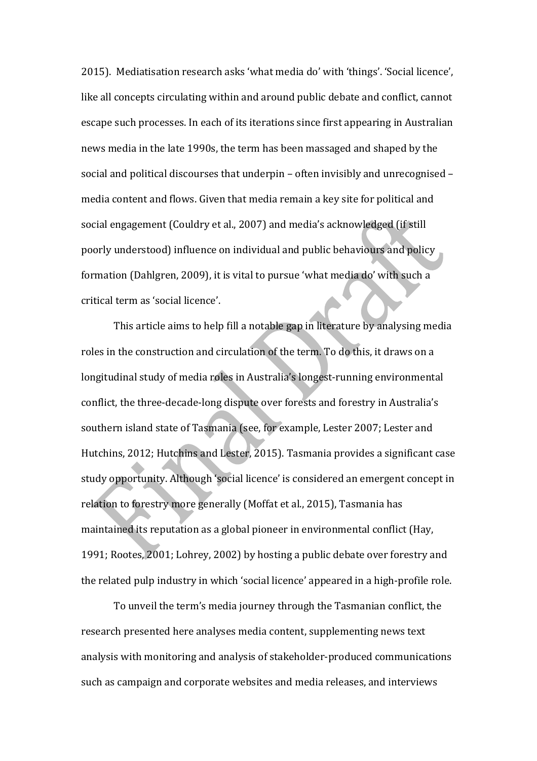2015). Mediatisation research asks 'what media do' with 'things'. 'Social licence', like all concepts circulating within and around public debate and conflict, cannot escape such processes. In each of its iterations since first appearing in Australian news media in the late 1990s, the term has been massaged and shaped by the social and political discourses that underpin – often invisibly and unrecognised – media content and flows. Given that media remain a key site for political and social engagement (Couldry et al., 2007) and media's acknowledged (if still poorly understood) influence on individual and public behaviours and policy formation (Dahlgren, 2009), it is vital to pursue 'what media do' with such a critical term as 'social licence'.

This article aims to help fill a notable gap in literature by analysing media roles in the construction and circulation of the term. To do this, it draws on a longitudinal study of media roles in Australia's longest-running environmental conflict, the three-decade-long dispute over forests and forestry in Australia's southern island state of Tasmania (see, for example, Lester 2007; Lester and Hutchins, 2012; Hutchins and Lester, 2015). Tasmania provides a significant case study opportunity. Although 'social licence' is considered an emergent concept in relation to forestry more generally (Moffat et al., 2015), Tasmania has maintained its reputation as a global pioneer in environmental conflict (Hay, 1991; Rootes, 2001; Lohrey, 2002) by hosting a public debate over forestry and the related pulp industry in which 'social licence' appeared in a high-profile role.

To unveil the term's media journey through the Tasmanian conflict, the research presented here analyses media content, supplementing news text analysis with monitoring and analysis of stakeholder-produced communications such as campaign and corporate websites and media releases, and interviews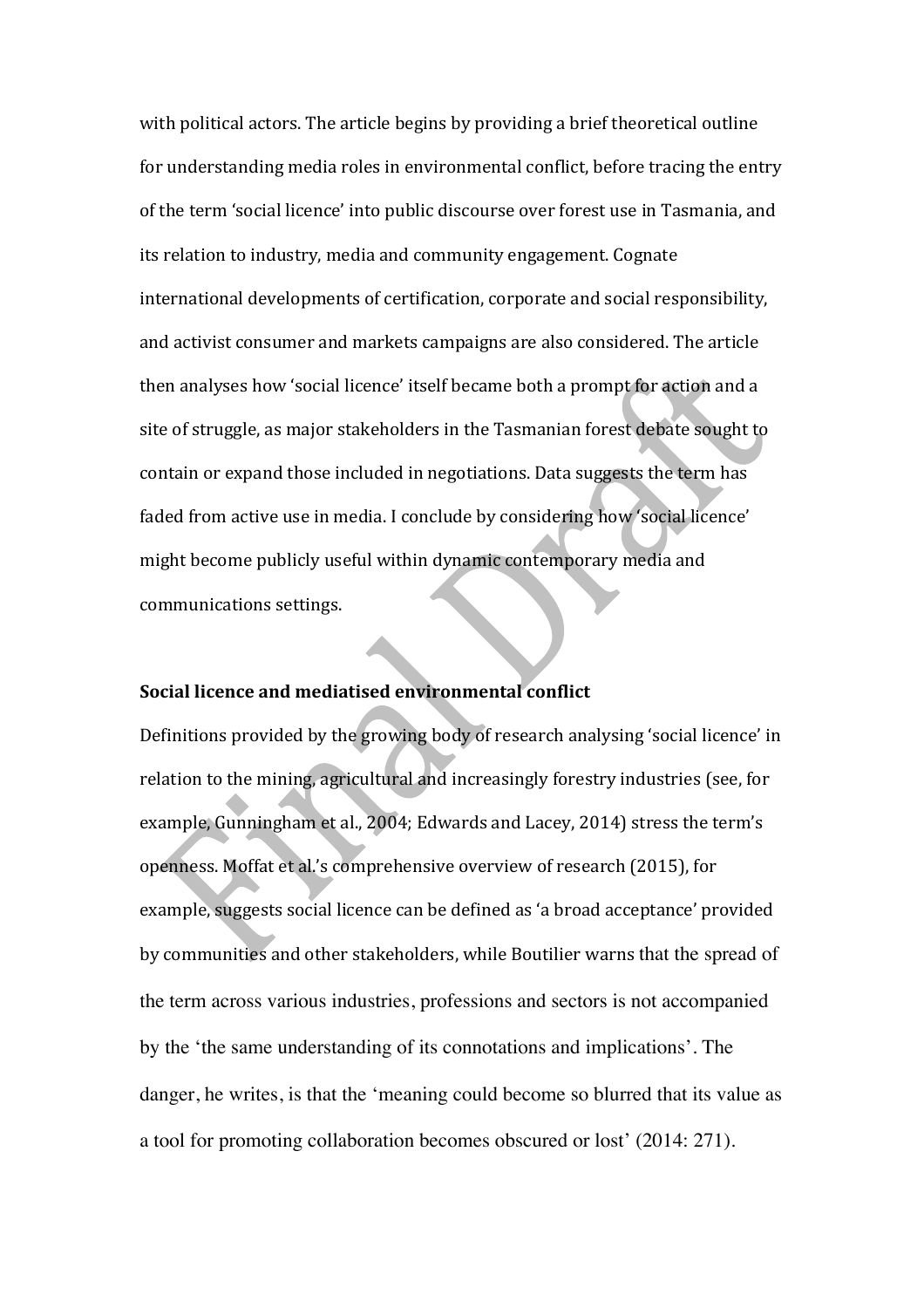with political actors. The article begins by providing a brief theoretical outline for understanding media roles in environmental conflict, before tracing the entry of the term 'social licence' into public discourse over forest use in Tasmania, and its relation to industry, media and community engagement. Cognate international developments of certification, corporate and social responsibility, and activist consumer and markets campaigns are also considered. The article then analyses how 'social licence' itself became both a prompt for action and a site of struggle, as major stakeholders in the Tasmanian forest debate sought to contain or expand those included in negotiations. Data suggests the term has faded from active use in media. I conclude by considering how 'social licence' might become publicly useful within dynamic contemporary media and communications settings.

## Social licence and mediatised environmental conflict

Definitions provided by the growing body of research analysing 'social licence' in relation to the mining, agricultural and increasingly forestry industries (see, for example, Gunningham et al., 2004; Edwards and Lacey, 2014) stress the term's openness. Moffat et al.'s comprehensive overview of research (2015), for example, suggests social licence can be defined as 'a broad acceptance' provided by communities and other stakeholders, while Boutilier warns that the spread of the term across various industries, professions and sectors is not accompanied by the 'the same understanding of its connotations and implications'. The danger, he writes, is that the 'meaning could become so blurred that its value as a tool for promoting collaboration becomes obscured or lost' (2014: 271).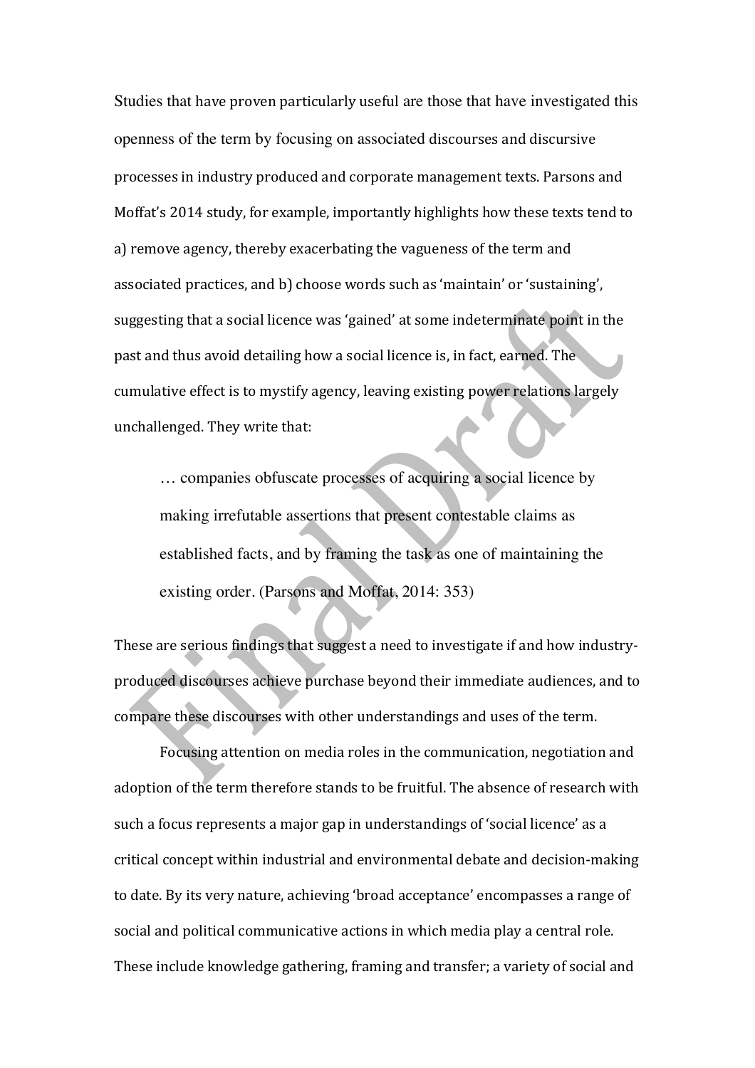Studies that have proven particularly useful are those that have investigated this openness of the term by focusing on associated discourses and discursive processes in industry produced and corporate management texts. Parsons and Moffat's 2014 study, for example, importantly highlights how these texts tend to a) remove agency, thereby exacerbating the vagueness of the term and associated practices, and b) choose words such as 'maintain' or 'sustaining', suggesting that a social licence was 'gained' at some indeterminate point in the past and thus avoid detailing how a social licence is, in fact, earned. The cumulative effect is to mystify agency, leaving existing power relations largely unchallenged. They write that:

> … companies obfuscate processes of acquiring a social licence by making irrefutable assertions that present contestable claims as established facts, and by framing the task as one of maintaining the existing order. (Parsons and Moffat, 2014: 353)

These are serious findings that suggest a need to investigate if and how industry-produced discourses achieve purchase beyond their immediate audiences, and to compare these discourses with other understandings and uses of the term.

Focusing attention on media roles in the communication, negotiation and adoption of the term therefore stands to be fruitful. The absence of research with such a focus represents a major gap in understandings of 'social licence' as a critical concept within industrial and environmental debate and decision-making to date. By its very nature, achieving 'broad acceptance' encompasses a range of social and political communicative actions in which media play a central role. These include knowledge gathering, framing and transfer; a variety of social and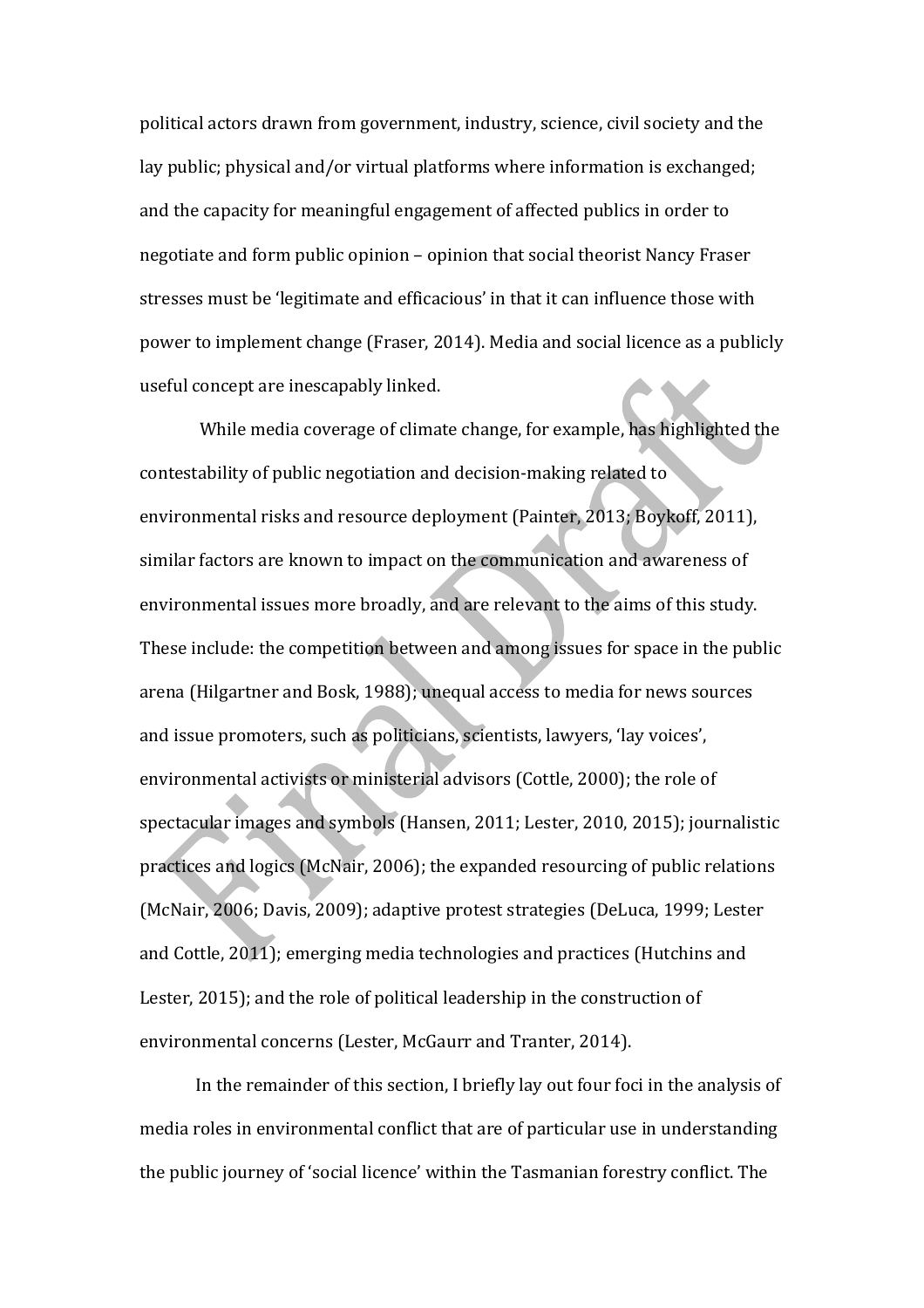political actors drawn from government, industry, science, civil society and the lay public; physical and/or virtual platforms where information is exchanged; and the capacity for meaningful engagement of affected publics in order to negotiate and form public opinion – opinion that social theorist Nancy Fraser stresses must be 'legitimate and efficacious' in that it can influence those with power to implement change (Fraser, 2014). Media and social licence as a publicly useful concept are inescapably linked.

While media coverage of climate change, for example, has highlighted the contestability of public negotiation and decision-making related to environmental risks and resource deployment (Painter, 2013; Boykoff, 2011), similar factors are known to impact on the communication and awareness of environmental issues more broadly, and are relevant to the aims of this study. These include: the competition between and among issues for space in the public arena (Hilgartner and Bosk, 1988); unequal access to media for news sources and issue promoters, such as politicians, scientists, lawyers, 'lay voices', environmental activists or ministerial advisors (Cottle, 2000); the role of spectacular images and symbols (Hansen, 2011; Lester, 2010, 2015); journalistic practices and logics (McNair, 2006); the expanded resourcing of public relations (McNair, 2006; Davis, 2009); adaptive protest strategies (DeLuca, 1999; Lester and Cottle, 2011); emerging media technologies and practices (Hutchins and Lester, 2015); and the role of political leadership in the construction of environmental concerns (Lester, McGaurr and Tranter, 2014).

In the remainder of this section, I briefly lay out four foci in the analysis of media roles in environmental conflict that are of particular use in understanding the public journey of 'social licence' within the Tasmanian forestry conflict. The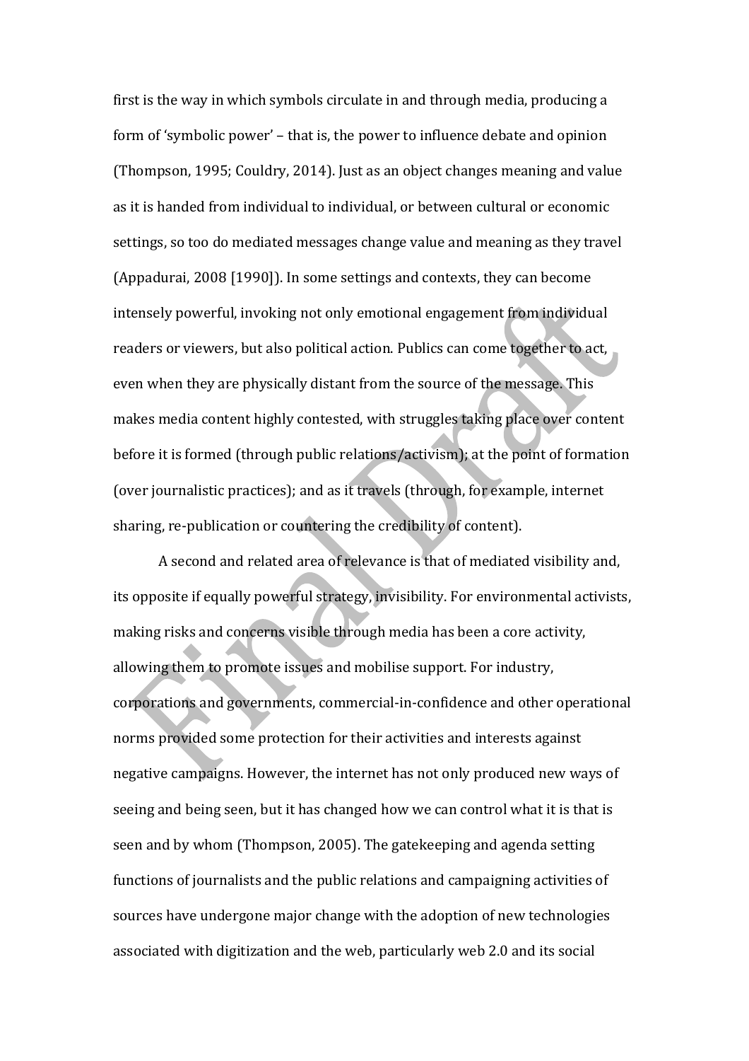first is the way in which symbols circulate in and through media, producing a form of 'symbolic power' – that is, the power to influence debate and opinion (Thompson, 1995; Couldry, 2014). Just as an object changes meaning and value as it is handed from individual to individual, or between cultural or economic settings, so too do mediated messages change value and meaning as they travel (Appadurai, 2008 [1990]). In some settings and contexts, they can become intensely powerful, invoking not only emotional engagement from individual readers or viewers, but also political action. Publics can come together to act, even when they are physically distant from the source of the message. This makes media content highly contested, with struggles taking place over content before it is formed (through public relations/activism); at the point of formation (over journalistic practices); and as it travels (through, for example, internet sharing, re-publication or countering the credibility of content).

A second and related area of relevance is that of mediated visibility and, its opposite if equally powerful strategy, invisibility. For environmental activists, making risks and concerns visible through media has been a core activity, allowing them to promote issues and mobilise support. For industry, corporations and governments, commercial-in-confidence and other operational norms provided some protection for their activities and interests against negative campaigns. However, the internet has not only produced new ways of seeing and being seen, but it has changed how we can control what it is that is seen and by whom (Thompson, 2005). The gatekeeping and agenda setting functions of journalists and the public relations and campaigning activities of sources have undergone major change with the adoption of new technologies associated with digitization and the web, particularly web 2.0 and its social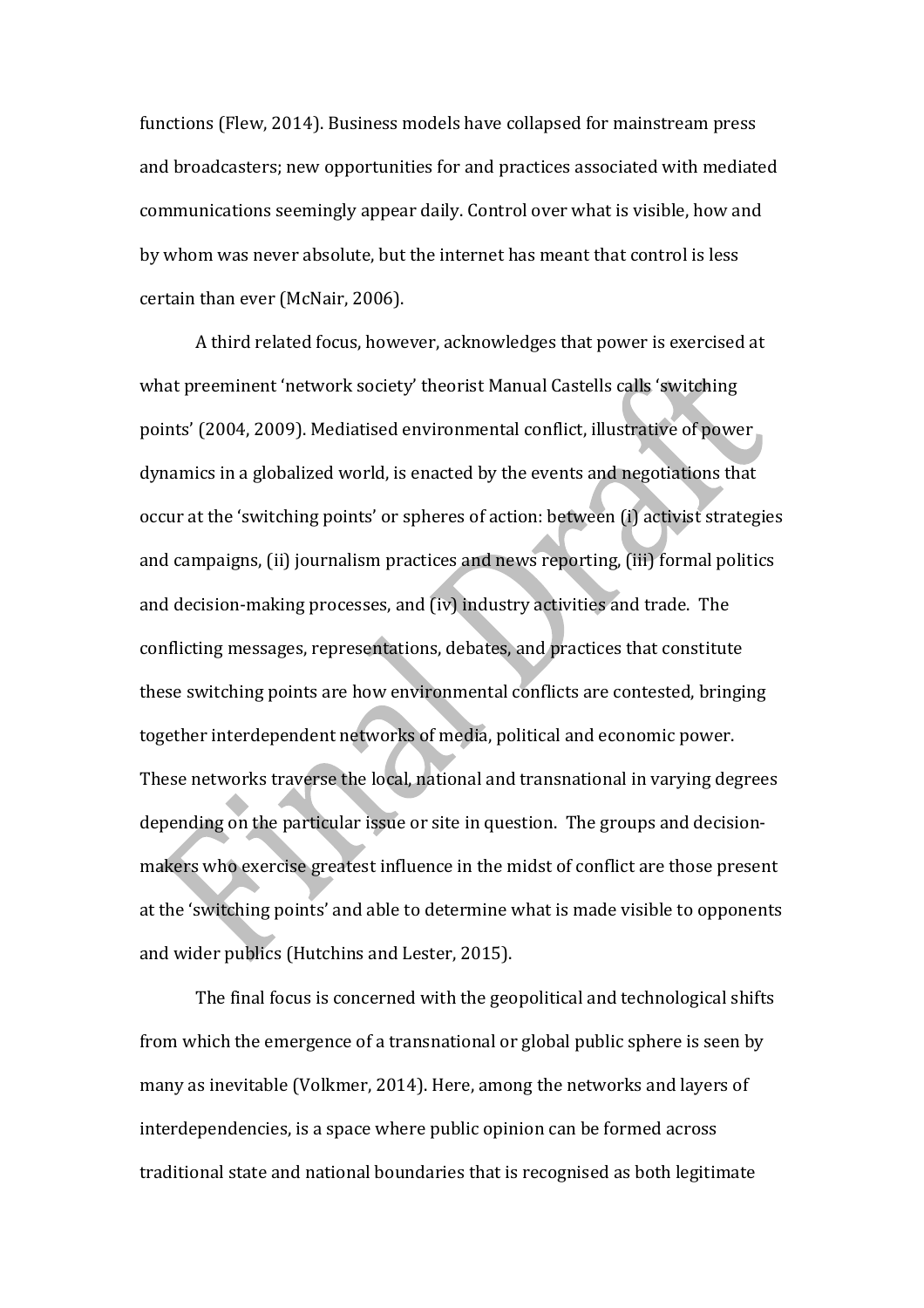functions (Flew, 2014). Business models have collapsed for mainstream press and broadcasters; new opportunities for and practices associated with mediated communications seemingly appear daily. Control over what is visible, how and by whom was never absolute, but the internet has meant that control is less certain than ever (McNair, 2006).

A third related focus, however, acknowledges that power is exercised at what preeminent 'network society' theorist Manual Castells calls 'switching points' (2004, 2009). Mediatised environmental conflict, illustrative of power dynamics in a globalized world, is enacted by the events and negotiations that occur at the 'switching points' or spheres of action: between (i) activist strategies and campaigns, (ii) journalism practices and news reporting, (iii) formal politics and decision-making processes, and (iv) industry activities and trade. The conflicting messages, representations, debates, and practices that constitute these switching points are how environmental conflicts are contested, bringing together interdependent networks of media, political and economic power. These networks traverse the local, national and transnational in varying degrees depending on the particular issue or site in question. The groups and decision-makers who exercise greatest influence in the midst of conflict are those present at the 'switching points' and able to determine what is made visible to opponents and wider publics (Hutchins and Lester, 2015).

The final focus is concerned with the geopolitical and technological shifts from which the emergence of a transnational or global public sphere is seen by many as inevitable (Volkmer, 2014). Here, among the networks and layers of interdependencies, is a space where public opinion can be formed across traditional state and national boundaries that is recognised as both legitimate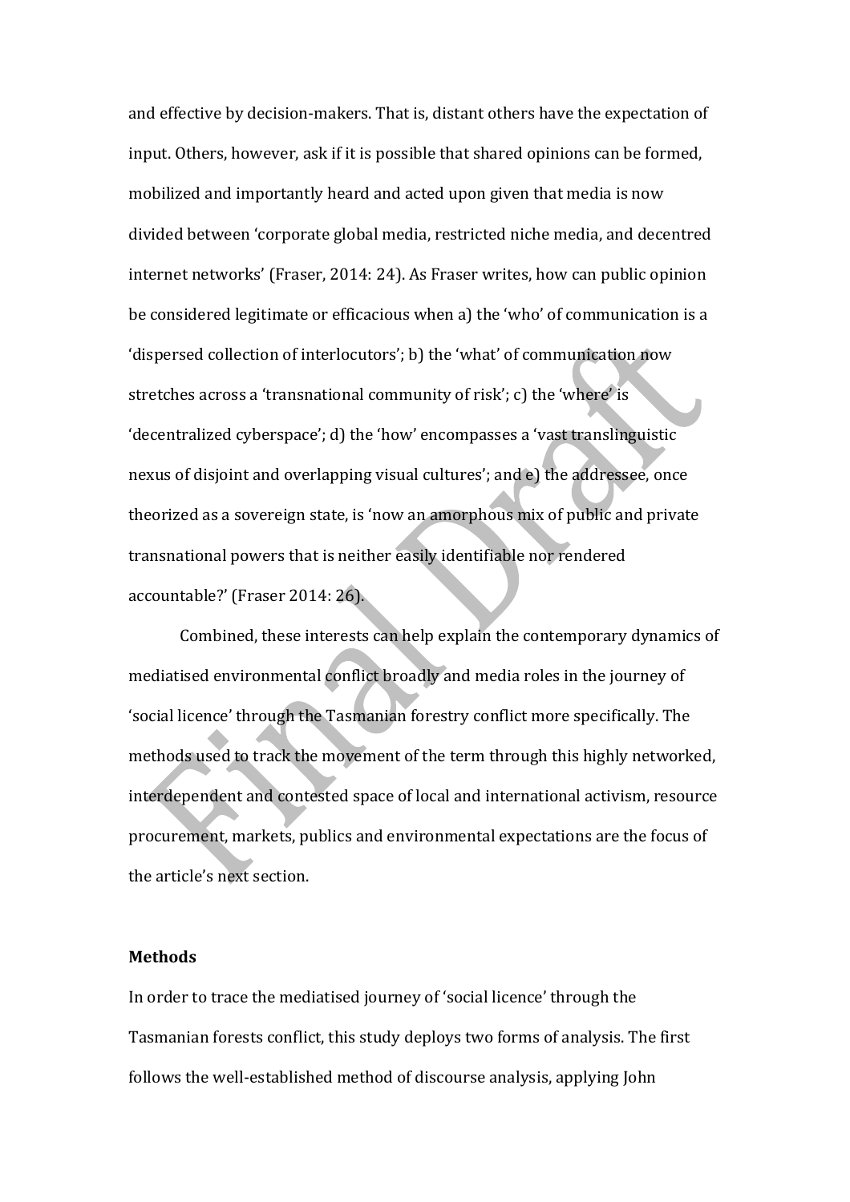and effective by decision-makers. That is, distant others have the expectation of input. Others, however, ask if it is possible that shared opinions can be formed, mobilized and importantly heard and acted upon given that media is now divided between 'corporate global media, restricted niche media, and decentred internet networks' (Fraser, 2014: 24). As Fraser writes, how can public opinion be considered legitimate or efficacious when a) the 'who' of communication is a 'dispersed collection of interlocutors'; b) the 'what' of communication now stretches across a 'transnational community of risk'; c) the 'where' is 'decentralized cyberspace'; d) the 'how' encompasses a 'vast translinguistic nexus of disjoint and overlapping visual cultures'; and e) the addressee, once theorized as a sovereign state, is 'now an amorphous mix of public and private transnational powers that is neither easily identifiable nor rendered accountable?' (Fraser 2014: 26).

Combined, these interests can help explain the contemporary dynamics of mediatised environmental conflict broadly and media roles in the journey of 'social licence' through the Tasmanian forestry conflict more specifically. The methods used to track the movement of the term through this highly networked, interdependent and contested space of local and international activism, resource procurement, markets, publics and environmental expectations are the focus of the article's next section.

## Methods

In order to trace the mediatised journey of 'social licence' through the Tasmanian forests conflict, this study deploys two forms of analysis. The first follows the well-established method of discourse analysis, applying John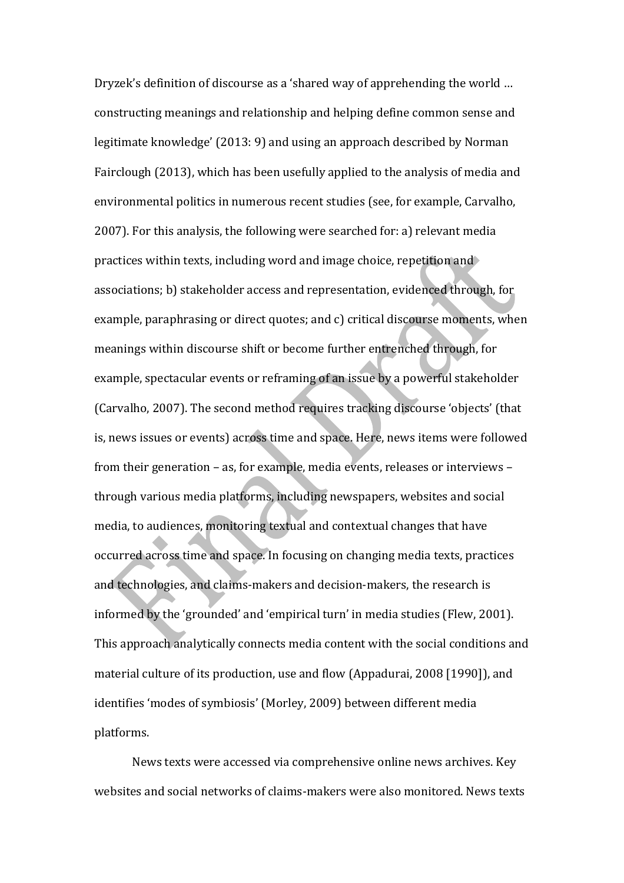Dryzek's definition of discourse as a 'shared way of apprehending the world … constructing meanings and relationship and helping define common sense and legitimate knowledge' (2013: 9) and using an approach described by Norman Fairclough (2013), which has been usefully applied to the analysis of media and environmental politics in numerous recent studies (see, for example, Carvalho, 2007). For this analysis, the following were searched for: a) relevant media practices within texts, including word and image choice, repetition and associations; b) stakeholder access and representation, evidenced through, for example, paraphrasing or direct quotes; and c) critical discourse moments, when meanings within discourse shift or become further entrenched through, for example, spectacular events or reframing of an issue by a powerful stakeholder (Carvalho, 2007). The second method requires tracking discourse 'objects' (that is, news issues or events) across time and space. Here, news items were followed from their generation – as, for example, media events, releases or interviews – through various media platforms, including newspapers, websites and social media, to audiences, monitoring textual and contextual changes that have occurred across time and space. In focusing on changing media texts, practices and technologies, and claims-makers and decision-makers, the research is informed by the 'grounded' and 'empirical turn' in media studies (Flew, 2001). This approach analytically connects media content with the social conditions and material culture of its production, use and flow (Appadurai, 2008 [1990]), and identifies 'modes of symbiosis' (Morley, 2009) between different media platforms.

News texts were accessed via comprehensive online news archives. Key websites and social networks of claims-makers were also monitored. News texts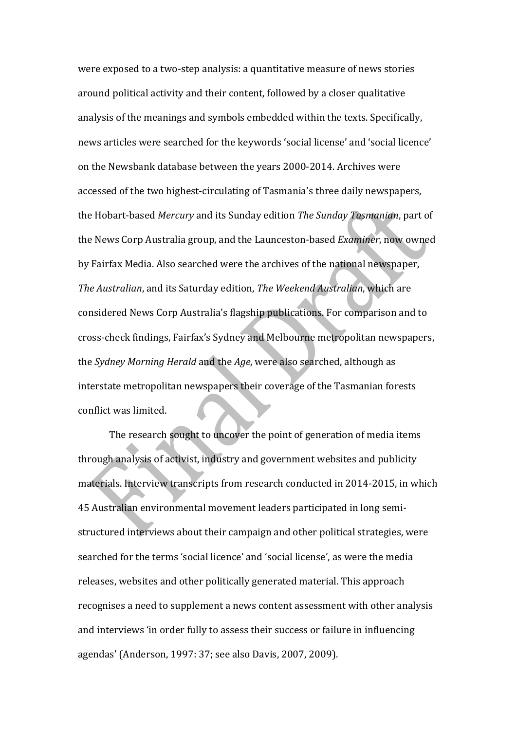were exposed to a two-step analysis: a quantitative measure of news stories around political activity and their content, followed by a closer qualitative analysis of the meanings and symbols embedded within the texts. Specifically, news articles were searched for the keywords 'social license' and 'social licence' on the Newsbank database between the years 2000-2014. Archives were accessed of the two highest-circulating of Tasmania's three daily newspapers, the Hobart-based *Mercury* and its Sunday edition *The Sunday Tasmanian*, part of the News Corp Australia group, and the Launceston-based *Examiner*, now owned by Fairfax Media. Also searched were the archives of the national newspaper, *The Australian*, and its Saturday edition, *The Weekend Australian*, which are considered News Corp Australia's flagship publications. For comparison and to cross-check findings, Fairfax's Sydney and Melbourne metropolitan newspapers, the *Sydney Morning Herald* and the *Age*, were also searched, although as interstate metropolitan newspapers their coverage of the Tasmanian forests conflict was limited.

The research sought to uncover the point of generation of media items through analysis of activist, industry and government websites and publicity materials. Interview transcripts from research conducted in 2014-2015, in which 45 Australian environmental movement leaders participated in long semi-structured interviews about their campaign and other political strategies, were searched for the terms 'social licence' and 'social license', as were the media releases, websites and other politically generated material. This approach recognises a need to supplement a news content assessment with other analysis and interviews 'in order fully to assess their success or failure in influencing agendas' (Anderson, 1997: 37; see also Davis, 2007, 2009).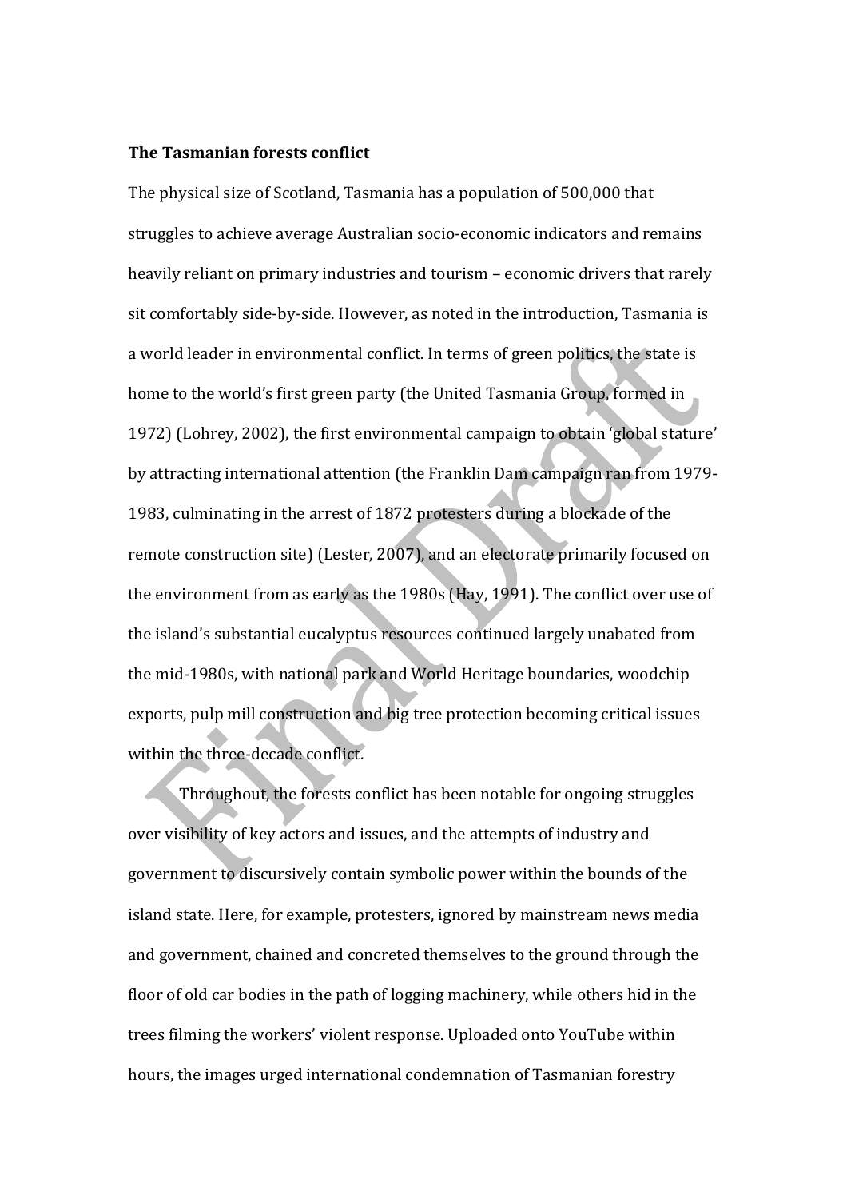**The Tasmanian forests conflict**

The physical size of Scotland, Tasmania has a population of 500,000 that struggles to achieve average Australian socio-economic indicators and remains heavily reliant on primary industries and tourism – economic drivers that rarely sit comfortably side-by-side. However, as noted in the introduction, Tasmania is a world leader in environmental conflict. In terms of green politics, the state is home to the world's first green party (the United Tasmania Group, formed in 1972) (Lohrey, 2002), the first environmental campaign to obtain 'global stature' by attracting international attention (the Franklin Dam campaign ran from 1979-1983, culminating in the arrest of 1872 protesters during a blockade of the remote construction site) (Lester, 2007), and an electorate primarily focused on the environment from as early as the 1980s (Hay, 1991). The conflict over use of the island's substantial eucalyptus resources continued largely unabated from the mid-1980s, with national park and World Heritage boundaries, woodchip exports, pulp mill construction and big tree protection becoming critical issues within the three-decade conflict.

Throughout, the forests conflict has been notable for ongoing struggles over visibility of key actors and issues, and the attempts of industry and government to discursively contain symbolic power within the bounds of the island state. Here, for example, protesters, ignored by mainstream news media and government, chained and concreted themselves to the ground through the floor of old car bodies in the path of logging machinery, while others hid in the trees filming the workers' violent response. Uploaded onto YouTube within hours, the images urged international condemnation of Tasmanian forestry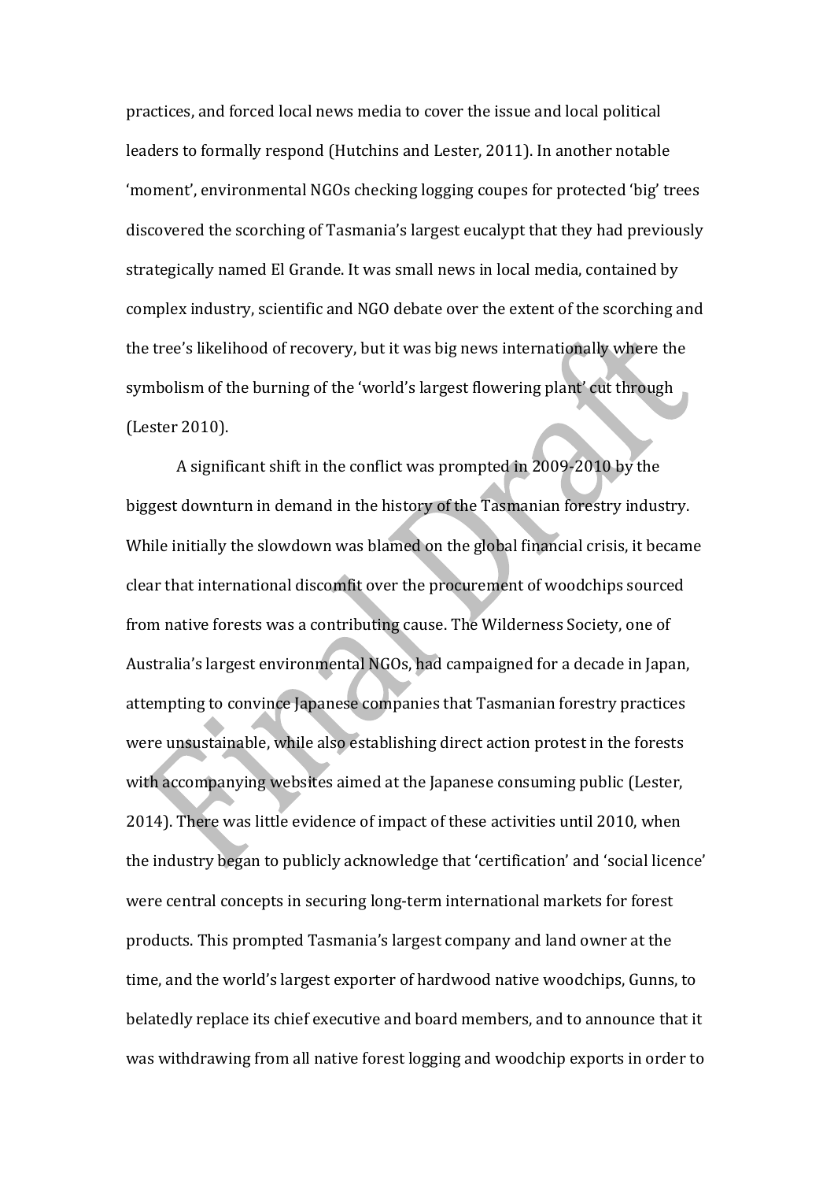practices, and forced local news media to cover the issue and local political leaders to formally respond (Hutchins and Lester, 2011). In another notable 'moment', environmental NGOs checking logging coupes for protected 'big' trees discovered the scorching of Tasmania's largest eucalypt that they had previously strategically named El Grande. It was small news in local media, contained by complex industry, scientific and NGO debate over the extent of the scorching and the tree's likelihood of recovery, but it was big news internationally where the symbolism of the burning of the 'world's largest flowering plant' cut through (Lester 2010).

A significant shift in the conflict was prompted in 2009-2010 by the biggest downturn in demand in the history of the Tasmanian forestry industry. While initially the slowdown was blamed on the global financial crisis, it became clear that international discomfit over the procurement of woodchips sourced from native forests was a contributing cause. The Wilderness Society, one of Australia's largest environmental NGOs, had campaigned for a decade in Japan, attempting to convince Japanese companies that Tasmanian forestry practices were unsustainable, while also establishing direct action protest in the forests with accompanying websites aimed at the Japanese consuming public (Lester, 2014). There was little evidence of impact of these activities until 2010, when the industry began to publicly acknowledge that 'certification' and 'social licence' were central concepts in securing long-term international markets for forest products. This prompted Tasmania's largest company and land owner at the time, and the world's largest exporter of hardwood native woodchips, Gunns, to belatedly replace its chief executive and board members, and to announce that it was withdrawing from all native forest logging and woodchip exports in order to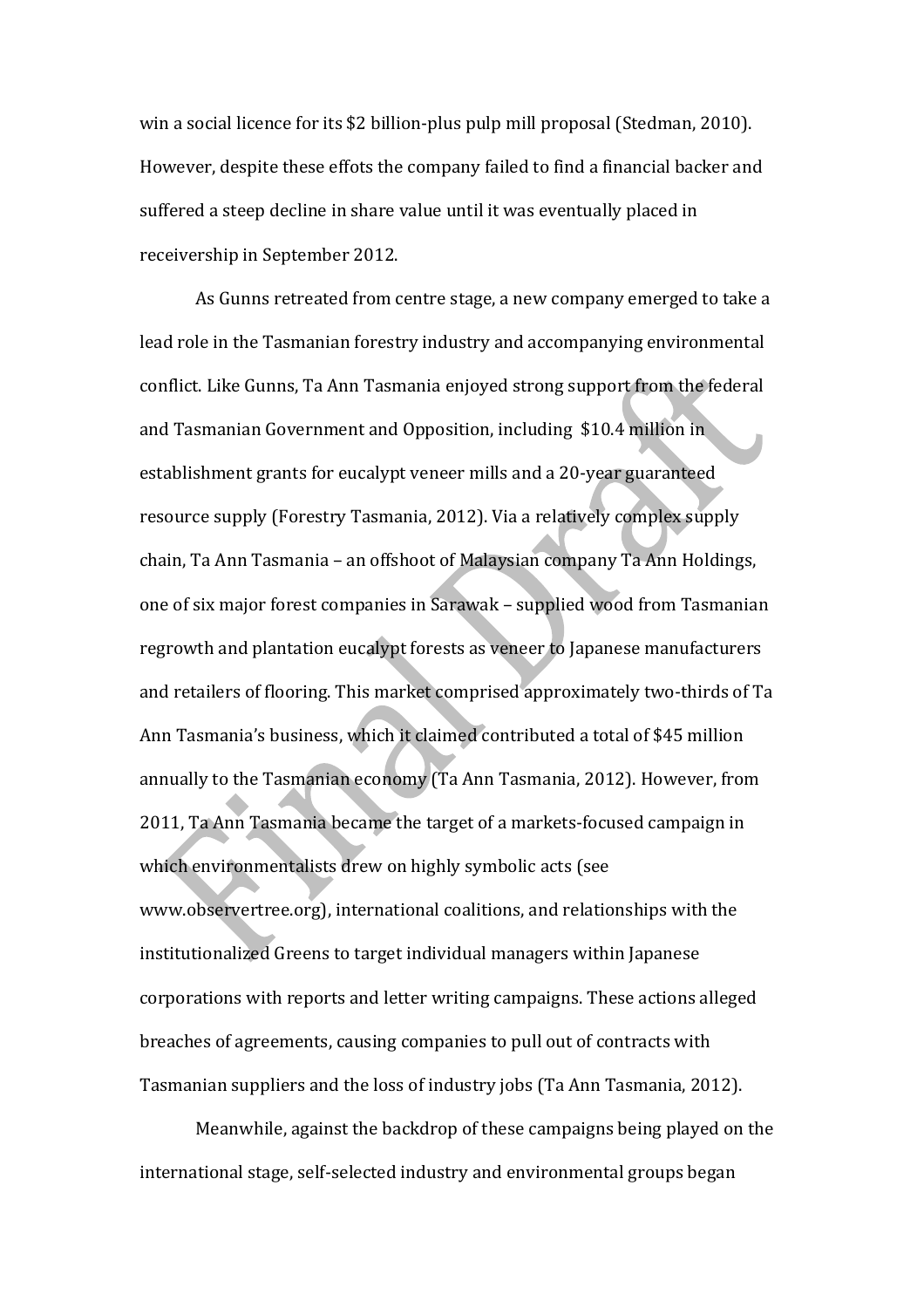win a social licence for its $2 billion-plus pulp mill proposal (Stedman, 2010). However, despite these effots the company failed to find a financial backer and suffered a steep decline in share value until it was eventually placed in receivership in September 2012.

As Gunns retreated from centre stage, a new company emerged to take a lead role in the Tasmanian forestry industry and accompanying environmental conflict. Like Gunns, Ta Ann Tasmania enjoyed strong support from the federal and Tasmanian Government and Opposition, including  $10.4 million in establishment grants for eucalypt veneer mills and a 20-year guaranteed resource supply (Forestry Tasmania, 2012). Via a relatively complex supply chain, Ta Ann Tasmania – an offshoot of Malaysian company Ta Ann Holdings, one of six major forest companies in Sarawak – supplied wood from Tasmanian regrowth and plantation eucalypt forests as veneer to Japanese manufacturers and retailers of flooring. This market comprised approximately two-thirds of Ta Ann Tasmania's business, which it claimed contributed a total of $45 million annually to the Tasmanian economy (Ta Ann Tasmania, 2012). However, from 2011, Ta Ann Tasmania became the target of a markets-focused campaign in which environmentalists drew on highly symbolic acts (see www.observertree.org), international coalitions, and relationships with the institutionalized Greens to target individual managers within Japanese corporations with reports and letter writing campaigns. These actions alleged breaches of agreements, causing companies to pull out of contracts with Tasmanian suppliers and the loss of industry jobs (Ta Ann Tasmania, 2012).

Meanwhile, against the backdrop of these campaigns being played on the international stage, self-selected industry and environmental groups began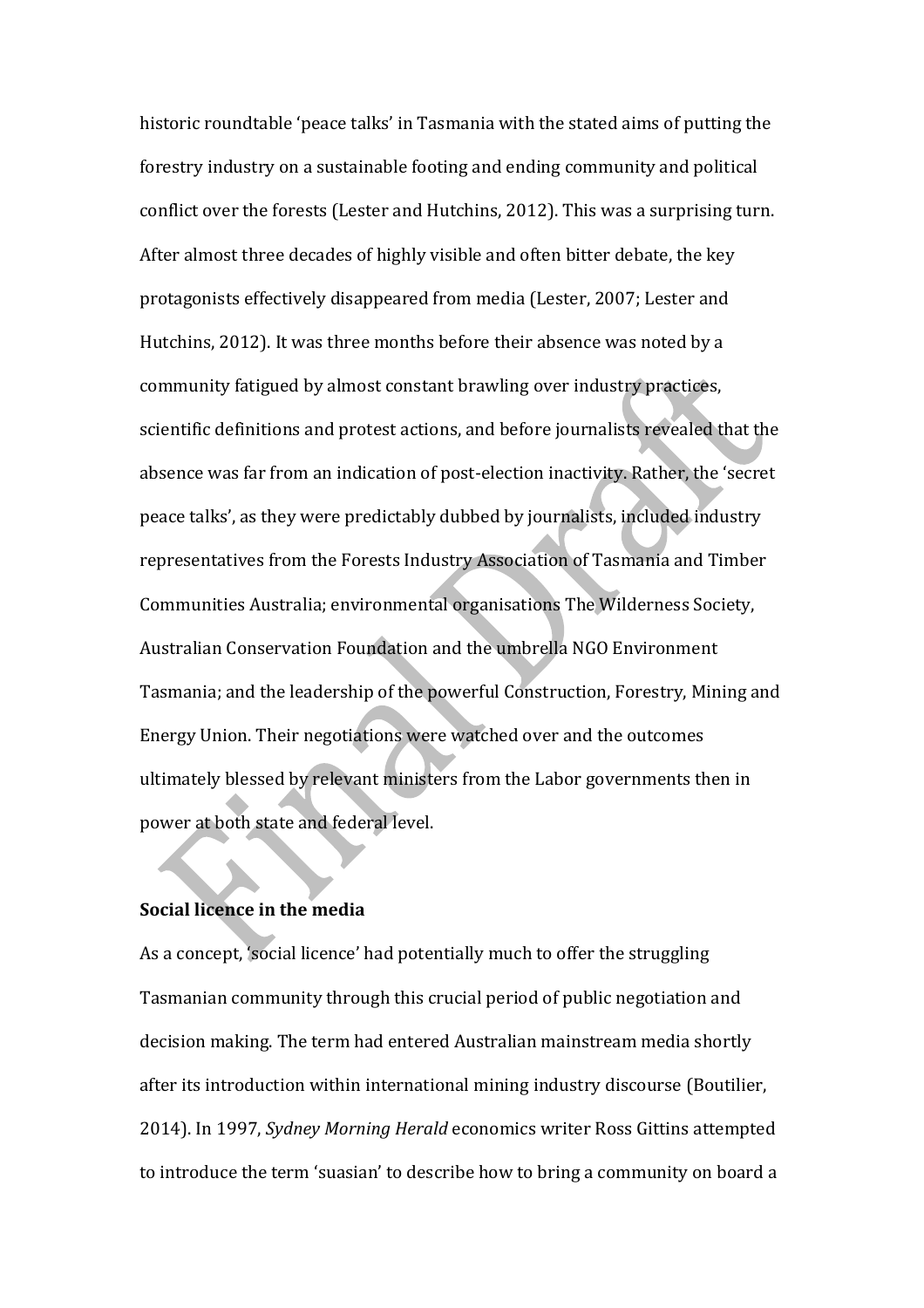historic roundtable 'peace talks' in Tasmania with the stated aims of putting the forestry industry on a sustainable footing and ending community and political conflict over the forests (Lester and Hutchins, 2012). This was a surprising turn. After almost three decades of highly visible and often bitter debate, the key protagonists effectively disappeared from media (Lester, 2007; Lester and Hutchins, 2012). It was three months before their absence was noted by a community fatigued by almost constant brawling over industry practices, scientific definitions and protest actions, and before journalists revealed that the absence was far from an indication of post-election inactivity. Rather, the 'secret peace talks', as they were predictably dubbed by journalists, included industry representatives from the Forests Industry Association of Tasmania and Timber Communities Australia; environmental organisations The Wilderness Society, Australian Conservation Foundation and the umbrella NGO Environment Tasmania; and the leadership of the powerful Construction, Forestry, Mining and Energy Union. Their negotiations were watched over and the outcomes ultimately blessed by relevant ministers from the Labor governments then in power at both state and federal level.

**Social licence in the media**

As a concept, 'social licence' had potentially much to offer the struggling Tasmanian community through this crucial period of public negotiation and decision making. The term had entered Australian mainstream media shortly after its introduction within international mining industry discourse (Boutilier, 2014). In 1997, *Sydney Morning Herald* economics writer Ross Gittins attempted to introduce the term 'suasian' to describe how to bring a community on board a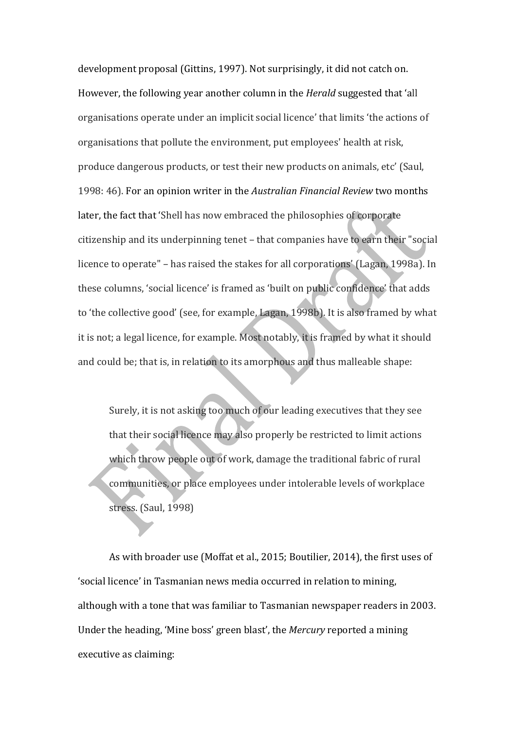development proposal (Gittins, 1997). Not surprisingly, it did not catch on. However, the following year another column in the *Herald* suggested that 'all organisations operate under an implicit social licence' that limits 'the actions of organisations that pollute the environment, put employees' health at risk, produce dangerous products, or test their new products on animals, etc' (Saul, 1998: 46). For an opinion writer in the *Australian Financial Review* two months later, the fact that 'Shell has now embraced the philosophies of corporate citizenship and its underpinning tenet – that companies have to earn their "social licence to operate" – has raised the stakes for all corporations' (Lagan, 1998a). In these columns, 'social licence' is framed as 'built on public confidence' that adds to 'the collective good' (see, for example, Lagan, 1998b). It is also framed by what it is not; a legal licence, for example. Most notably, it is framed by what it should and could be; that is, in relation to its amorphous and thus malleable shape:

> Surely, it is not asking too much of our leading executives that they see that their social licence may also properly be restricted to limit actions which throw people out of work, damage the traditional fabric of rural communities, or place employees under intolerable levels of workplace stress. (Saul, 1998)

As with broader use (Moffat et al., 2015; Boutilier, 2014), the first uses of 'social licence' in Tasmanian news media occurred in relation to mining, although with a tone that was familiar to Tasmanian newspaper readers in 2003. Under the heading, 'Mine boss' green blast', the *Mercury* reported a mining executive as claiming: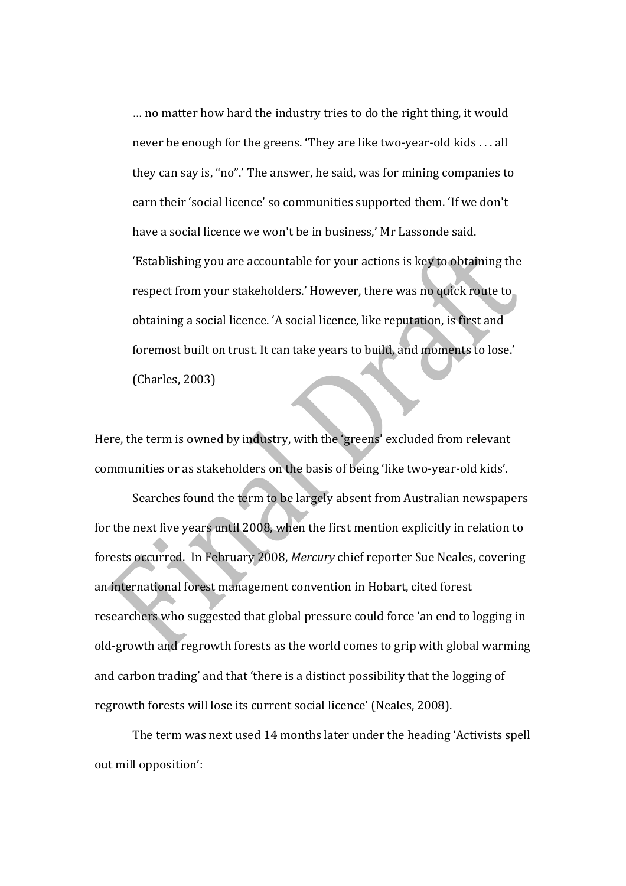> … no matter how hard the industry tries to do the right thing, it would never be enough for the greens. 'They are like two-year-old kids . . . all they can say is, "no".' The answer, he said, was for mining companies to earn their 'social licence' so communities supported them. 'If we don't have a social licence we won't be in business,' Mr Lassonde said. 'Establishing you are accountable for your actions is key to obtaining the respect from your stakeholders.' However, there was no quick route to obtaining a social licence. 'A social licence, like reputation, is first and foremost built on trust. It can take years to build, and moments to lose.' (Charles, 2003)

Here, the term is owned by industry, with the 'greens' excluded from relevant communities or as stakeholders on the basis of being 'like two-year-old kids'.

Searches found the term to be largely absent from Australian newspapers for the next five years until 2008, when the first mention explicitly in relation to forests occurred. In February 2008, *Mercury* chief reporter Sue Neales, covering an international forest management convention in Hobart, cited forest researchers who suggested that global pressure could force 'an end to logging in old-growth and regrowth forests as the world comes to grip with global warming and carbon trading' and that 'there is a distinct possibility that the logging of regrowth forests will lose its current social licence' (Neales, 2008).

The term was next used 14 months later under the heading 'Activists spell out mill opposition':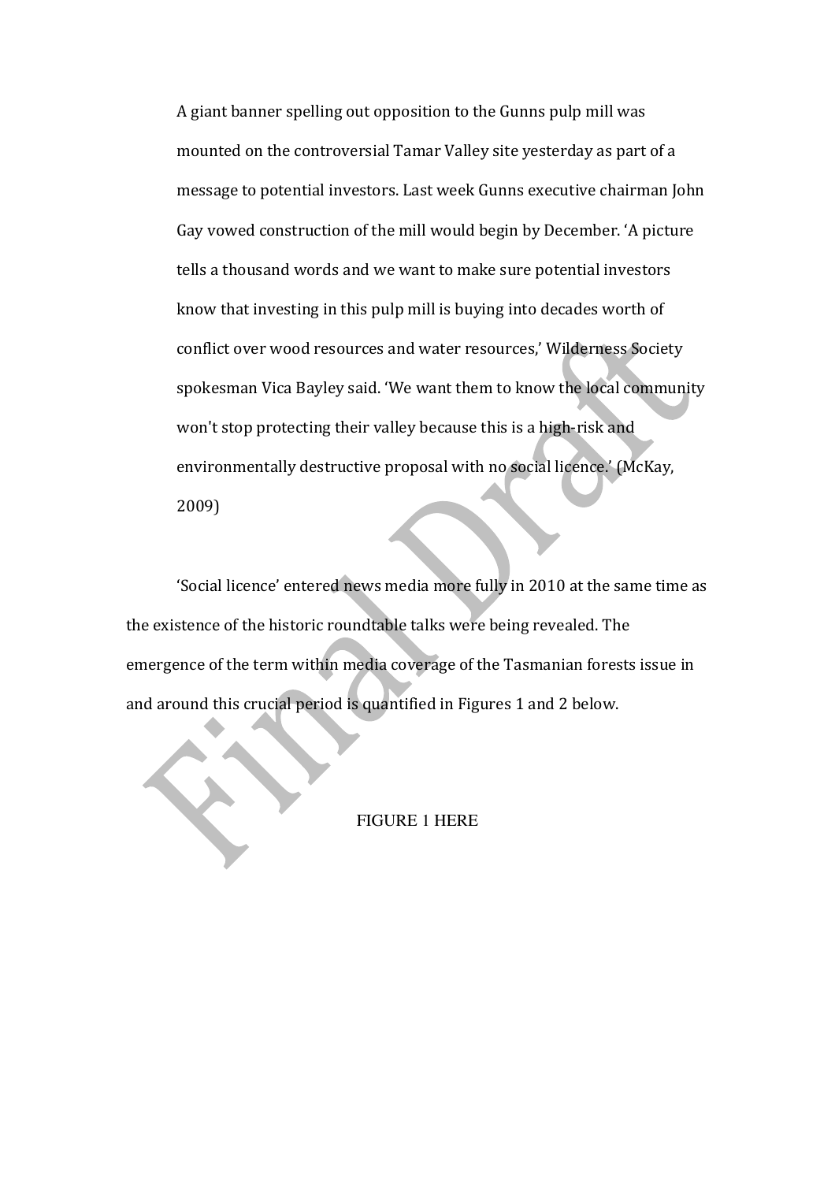> A giant banner spelling out opposition to the Gunns pulp mill was mounted on the controversial Tamar Valley site yesterday as part of a message to potential investors. Last week Gunns executive chairman John Gay vowed construction of the mill would begin by December. ‘A picture tells a thousand words and we want to make sure potential investors know that investing in this pulp mill is buying into decades worth of conflict over wood resources and water resources,’ Wilderness Society spokesman Vica Bayley said. ‘We want them to know the local community won't stop protecting their valley because this is a high-risk and environmentally destructive proposal with no social licence.’ (McKay, 2009)

‘Social licence’ entered news media more fully in 2010 at the same time as the existence of the historic roundtable talks were being revealed. The emergence of the term within media coverage of the Tasmanian forests issue in and around this crucial period is quantified in Figures 1 and 2 below.

FIGURE 1 HERE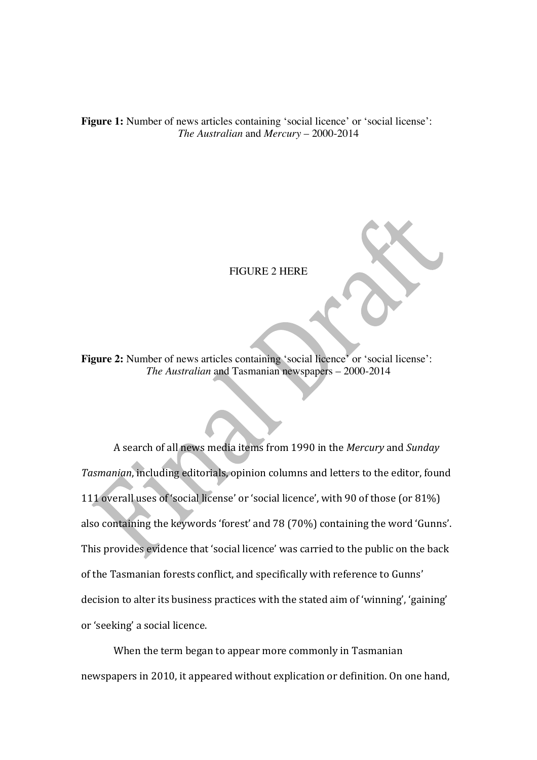**Figure 1:** Number of news articles containing 'social licence' or 'social license': *The Australian* and *Mercury* – 2000-2014

FIGURE 2 HERE

**Figure 2:** Number of news articles containing 'social licence' or 'social license': *The Australian* and Tasmanian newspapers – 2000-2014

A search of all news media items from 1990 in the *Mercury* and *Sunday Tasmanian*, including editorials, opinion columns and letters to the editor, found 111 overall uses of 'social license' or 'social licence', with 90 of those (or 81%) also containing the keywords 'forest' and 78 (70%) containing the word 'Gunns'. This provides evidence that 'social licence' was carried to the public on the back of the Tasmanian forests conflict, and specifically with reference to Gunns' decision to alter its business practices with the stated aim of 'winning', 'gaining' or 'seeking' a social licence.

When the term began to appear more commonly in Tasmanian newspapers in 2010, it appeared without explication or definition. On one hand,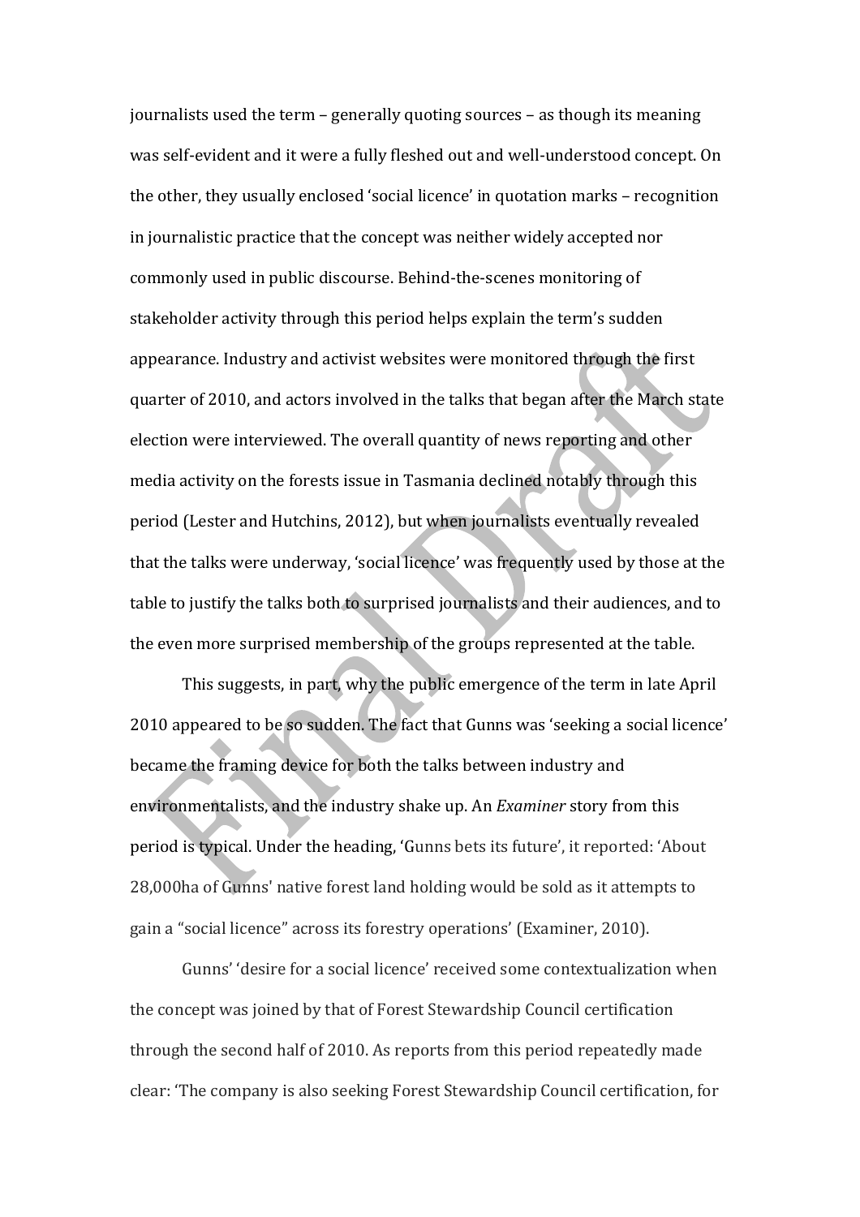journalists used the term – generally quoting sources – as though its meaning was self-evident and it were a fully fleshed out and well-understood concept. On the other, they usually enclosed 'social licence' in quotation marks – recognition in journalistic practice that the concept was neither widely accepted nor commonly used in public discourse. Behind-the-scenes monitoring of stakeholder activity through this period helps explain the term's sudden appearance. Industry and activist websites were monitored through the first quarter of 2010, and actors involved in the talks that began after the March state election were interviewed. The overall quantity of news reporting and other media activity on the forests issue in Tasmania declined notably through this period (Lester and Hutchins, 2012), but when journalists eventually revealed that the talks were underway, 'social licence' was frequently used by those at the table to justify the talks both to surprised journalists and their audiences, and to the even more surprised membership of the groups represented at the table.

This suggests, in part, why the public emergence of the term in late April 2010 appeared to be so sudden. The fact that Gunns was 'seeking a social licence' became the framing device for both the talks between industry and environmentalists, and the industry shake up. An *Examiner* story from this period is typical. Under the heading, 'Gunns bets its future', it reported: 'About 28,000ha of Gunns' native forest land holding would be sold as it attempts to gain a "social licence" across its forestry operations' (Examiner, 2010).

Gunns' 'desire for a social licence' received some contextualization when the concept was joined by that of Forest Stewardship Council certification through the second half of 2010. As reports from this period repeatedly made clear: 'The company is also seeking Forest Stewardship Council certification, for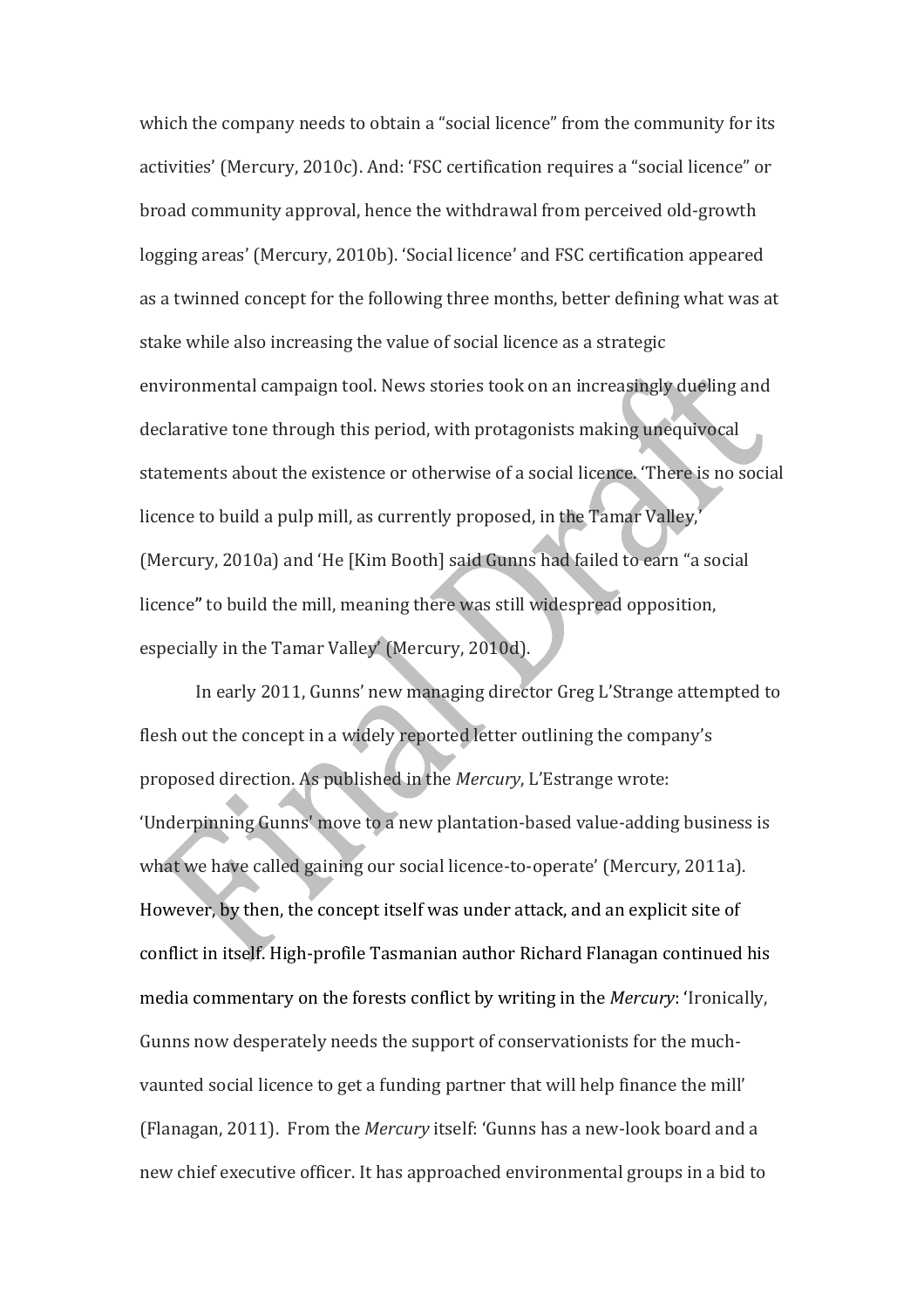which the company needs to obtain a "social licence" from the community for its activities' (Mercury, 2010c). And: 'FSC certification requires a "social licence" or broad community approval, hence the withdrawal from perceived old-growth logging areas' (Mercury, 2010b). 'Social licence' and FSC certification appeared as a twinned concept for the following three months, better defining what was at stake while also increasing the value of social licence as a strategic environmental campaign tool. News stories took on an increasingly dueling and declarative tone through this period, with protagonists making unequivocal statements about the existence or otherwise of a social licence. 'There is no social licence to build a pulp mill, as currently proposed, in the Tamar Valley,' (Mercury, 2010a) and 'He [Kim Booth] said Gunns had failed to earn "a social licence" to build the mill, meaning there was still widespread opposition, especially in the Tamar Valley' (Mercury, 2010d).

In early 2011, Gunns' new managing director Greg L'Strange attempted to flesh out the concept in a widely reported letter outlining the company's proposed direction. As published in the *Mercury*, L'Estrange wrote: 'Underpinning Gunns' move to a new plantation-based value-adding business is what we have called gaining our social licence-to-operate' (Mercury, 2011a). However, by then, the concept itself was under attack, and an explicit site of conflict in itself. High-profile Tasmanian author Richard Flanagan continued his media commentary on the forests conflict by writing in the *Mercury*: 'Ironically, Gunns now desperately needs the support of conservationists for the much-vaunted social licence to get a funding partner that will help finance the mill' (Flanagan, 2011). From the *Mercury* itself: 'Gunns has a new-look board and a new chief executive officer. It has approached environmental groups in a bid to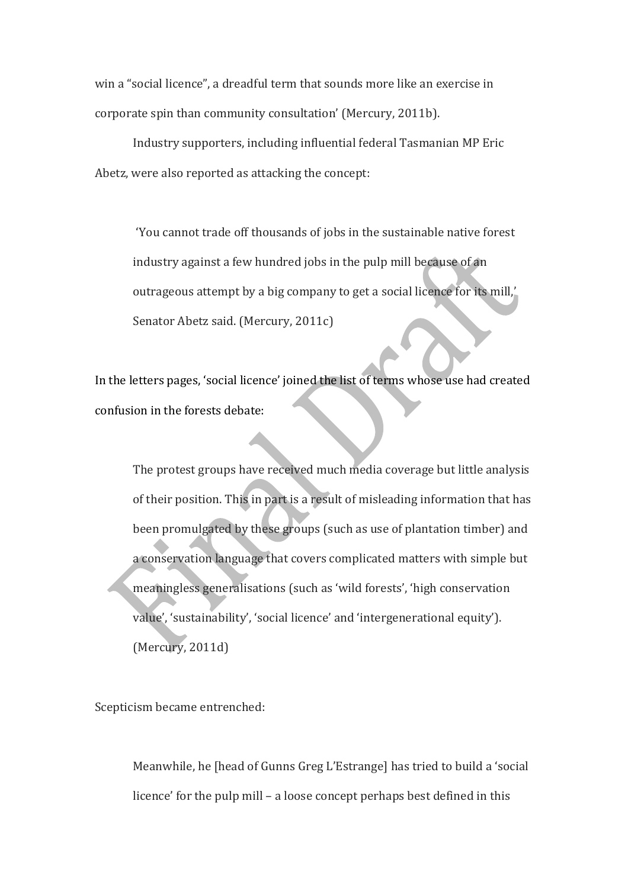win a "social licence", a dreadful term that sounds more like an exercise in corporate spin than community consultation' (Mercury, 2011b).

Industry supporters, including influential federal Tasmanian MP Eric Abetz, were also reported as attacking the concept:

> 'You cannot trade off thousands of jobs in the sustainable native forest industry against a few hundred jobs in the pulp mill because of an outrageous attempt by a big company to get a social licence for its mill,' Senator Abetz said. (Mercury, 2011c)

In the letters pages, 'social licence' joined the list of terms whose use had created confusion in the forests debate:

> The protest groups have received much media coverage but little analysis of their position. This in part is a result of misleading information that has been promulgated by these groups (such as use of plantation timber) and a conservation language that covers complicated matters with simple but meaningless generalisations (such as 'wild forests', 'high conservation value', 'sustainability', 'social licence' and 'intergenerational equity'). (Mercury, 2011d)

Scepticism became entrenched:

> Meanwhile, he [head of Gunns Greg L'Estrange] has tried to build a 'social licence' for the pulp mill – a loose concept perhaps best defined in this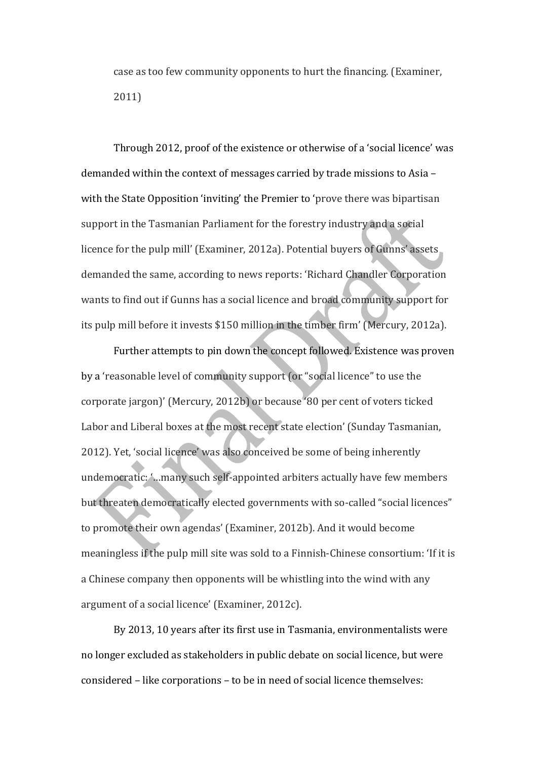case as too few community opponents to hurt the financing. (Examiner, 2011)

Through 2012, proof of the existence or otherwise of a 'social licence' was demanded within the context of messages carried by trade missions to Asia – with the State Opposition 'inviting' the Premier to 'prove there was bipartisan support in the Tasmanian Parliament for the forestry industry and a social licence for the pulp mill' (Examiner, 2012a). Potential buyers of Gunns' assets demanded the same, according to news reports: 'Richard Chandler Corporation wants to find out if Gunns has a social licence and broad community support for its pulp mill before it invests $150 million in the timber firm' (Mercury, 2012a).

Further attempts to pin down the concept followed. Existence was proven by a 'reasonable level of community support (or "social licence" to use the corporate jargon)' (Mercury, 2012b) or because '80 per cent of voters ticked Labor and Liberal boxes at the most recent state election' (Sunday Tasmanian, 2012). Yet, 'social licence' was also conceived be some of being inherently undemocratic: '...many such self-appointed arbiters actually have few members but threaten democratically elected governments with so-called "social licences" to promote their own agendas' (Examiner, 2012b). And it would become meaningless if the pulp mill site was sold to a Finnish-Chinese consortium: 'If it is a Chinese company then opponents will be whistling into the wind with any argument of a social licence' (Examiner, 2012c).

By 2013, 10 years after its first use in Tasmania, environmentalists were no longer excluded as stakeholders in public debate on social licence, but were considered – like corporations – to be in need of social licence themselves: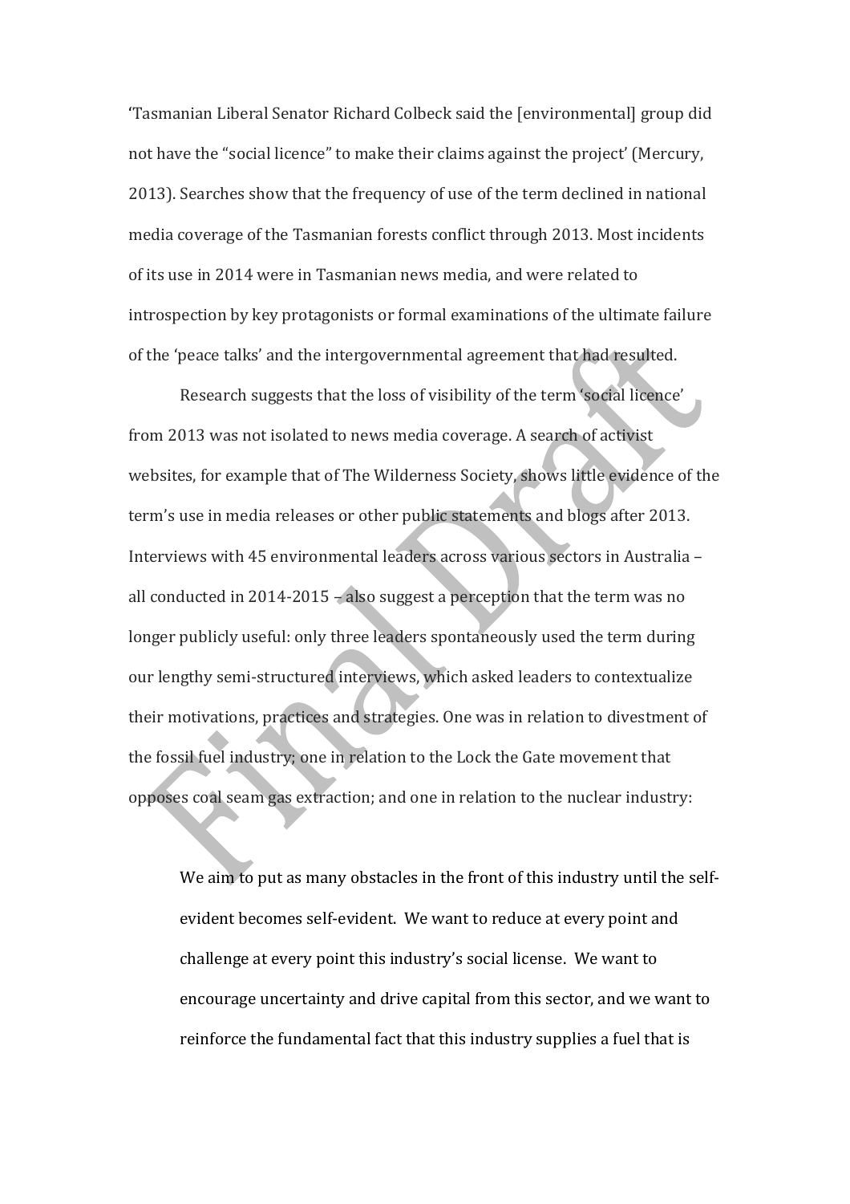'Tasmanian Liberal Senator Richard Colbeck said the [environmental] group did not have the "social licence" to make their claims against the project' (Mercury, 2013). Searches show that the frequency of use of the term declined in national media coverage of the Tasmanian forests conflict through 2013. Most incidents of its use in 2014 were in Tasmanian news media, and were related to introspection by key protagonists or formal examinations of the ultimate failure of the 'peace talks' and the intergovernmental agreement that had resulted.

Research suggests that the loss of visibility of the term 'social licence' from 2013 was not isolated to news media coverage. A search of activist websites, for example that of The Wilderness Society, shows little evidence of the term's use in media releases or other public statements and blogs after 2013. Interviews with 45 environmental leaders across various sectors in Australia – all conducted in 2014-2015 – also suggest a perception that the term was no longer publicly useful: only three leaders spontaneously used the term during our lengthy semi-structured interviews, which asked leaders to contextualize their motivations, practices and strategies. One was in relation to divestment of the fossil fuel industry; one in relation to the Lock the Gate movement that opposes coal seam gas extraction; and one in relation to the nuclear industry:

> We aim to put as many obstacles in the front of this industry until the self-evident becomes self-evident. We want to reduce at every point and challenge at every point this industry's social license. We want to encourage uncertainty and drive capital from this sector, and we want to reinforce the fundamental fact that this industry supplies a fuel that is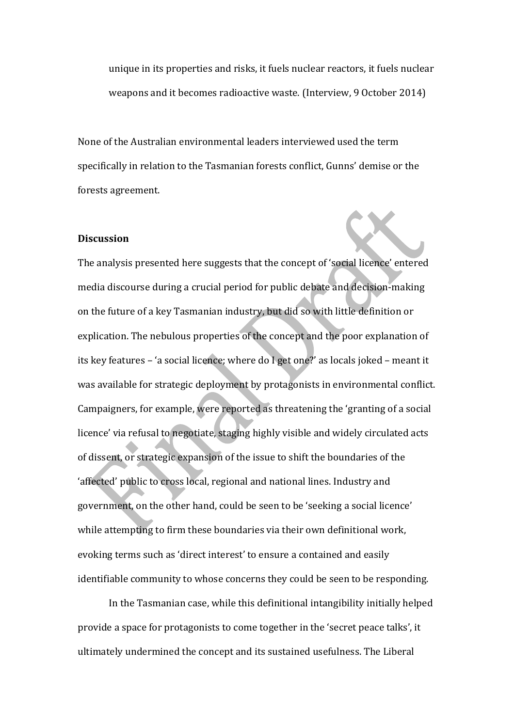> unique in its properties and risks, it fuels nuclear reactors, it fuels nuclear weapons and it becomes radioactive waste. (Interview, 9 October 2014)

None of the Australian environmental leaders interviewed used the term specifically in relation to the Tasmanian forests conflict, Gunns' demise or the forests agreement.

**Discussion**

The analysis presented here suggests that the concept of 'social licence' entered media discourse during a crucial period for public debate and decision-making on the future of a key Tasmanian industry, but did so with little definition or explication. The nebulous properties of the concept and the poor explanation of its key features – 'a social licence; where do I get one?' as locals joked – meant it was available for strategic deployment by protagonists in environmental conflict. Campaigners, for example, were reported as threatening the 'granting of a social licence' via refusal to negotiate, staging highly visible and widely circulated acts of dissent, or strategic expansion of the issue to shift the boundaries of the 'affected' public to cross local, regional and national lines. Industry and government, on the other hand, could be seen to be 'seeking a social licence' while attempting to firm these boundaries via their own definitional work, evoking terms such as 'direct interest' to ensure a contained and easily identifiable community to whose concerns they could be seen to be responding.

In the Tasmanian case, while this definitional intangibility initially helped provide a space for protagonists to come together in the 'secret peace talks', it ultimately undermined the concept and its sustained usefulness. The Liberal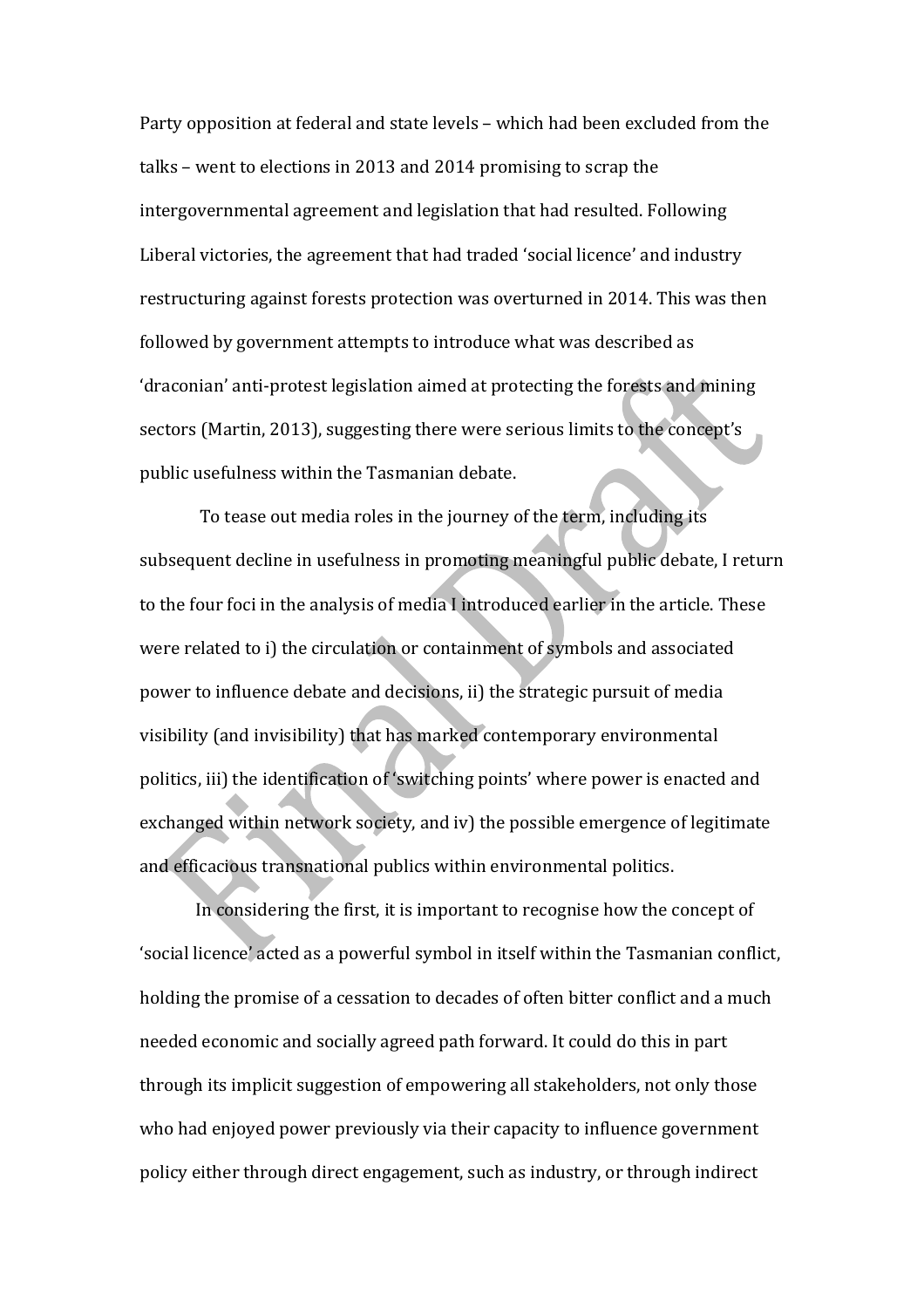Party opposition at federal and state levels – which had been excluded from the talks – went to elections in 2013 and 2014 promising to scrap the intergovernmental agreement and legislation that had resulted. Following Liberal victories, the agreement that had traded 'social licence' and industry restructuring against forests protection was overturned in 2014. This was then followed by government attempts to introduce what was described as 'draconian' anti-protest legislation aimed at protecting the forests and mining sectors (Martin, 2013), suggesting there were serious limits to the concept's public usefulness within the Tasmanian debate.

To tease out media roles in the journey of the term, including its subsequent decline in usefulness in promoting meaningful public debate, I return to the four foci in the analysis of media I introduced earlier in the article. These were related to i) the circulation or containment of symbols and associated power to influence debate and decisions, ii) the strategic pursuit of media visibility (and invisibility) that has marked contemporary environmental politics, iii) the identification of 'switching points' where power is enacted and exchanged within network society, and iv) the possible emergence of legitimate and efficacious transnational publics within environmental politics.

In considering the first, it is important to recognise how the concept of 'social licence' acted as a powerful symbol in itself within the Tasmanian conflict, holding the promise of a cessation to decades of often bitter conflict and a much needed economic and socially agreed path forward. It could do this in part through its implicit suggestion of empowering all stakeholders, not only those who had enjoyed power previously via their capacity to influence government policy either through direct engagement, such as industry, or through indirect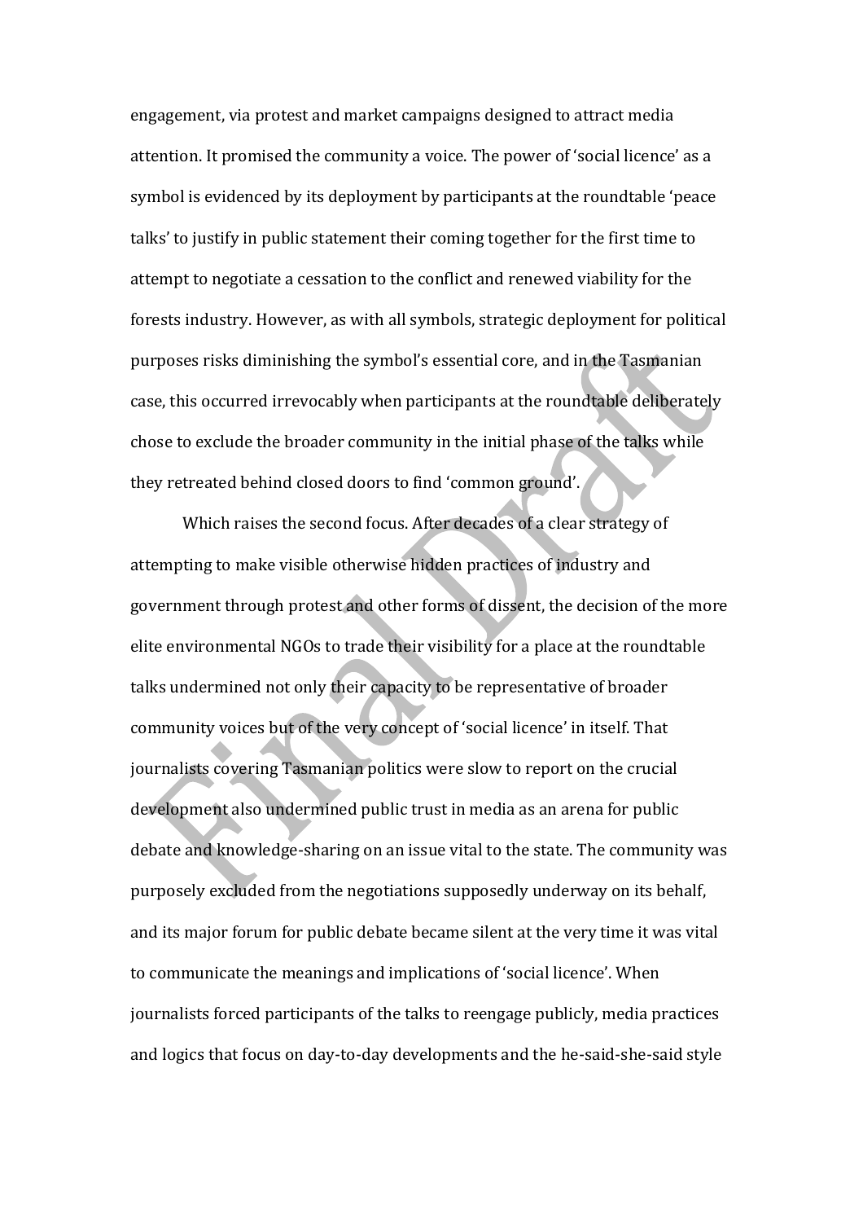engagement, via protest and market campaigns designed to attract media attention. It promised the community a voice. The power of 'social licence' as a symbol is evidenced by its deployment by participants at the roundtable 'peace talks' to justify in public statement their coming together for the first time to attempt to negotiate a cessation to the conflict and renewed viability for the forests industry. However, as with all symbols, strategic deployment for political purposes risks diminishing the symbol's essential core, and in the Tasmanian case, this occurred irrevocably when participants at the roundtable deliberately chose to exclude the broader community in the initial phase of the talks while they retreated behind closed doors to find 'common ground'.

Which raises the second focus. After decades of a clear strategy of attempting to make visible otherwise hidden practices of industry and government through protest and other forms of dissent, the decision of the more elite environmental NGOs to trade their visibility for a place at the roundtable talks undermined not only their capacity to be representative of broader community voices but of the very concept of 'social licence' in itself. That journalists covering Tasmanian politics were slow to report on the crucial development also undermined public trust in media as an arena for public debate and knowledge-sharing on an issue vital to the state. The community was purposely excluded from the negotiations supposedly underway on its behalf, and its major forum for public debate became silent at the very time it was vital to communicate the meanings and implications of 'social licence'. When journalists forced participants of the talks to reengage publicly, media practices and logics that focus on day-to-day developments and the he-said-she-said style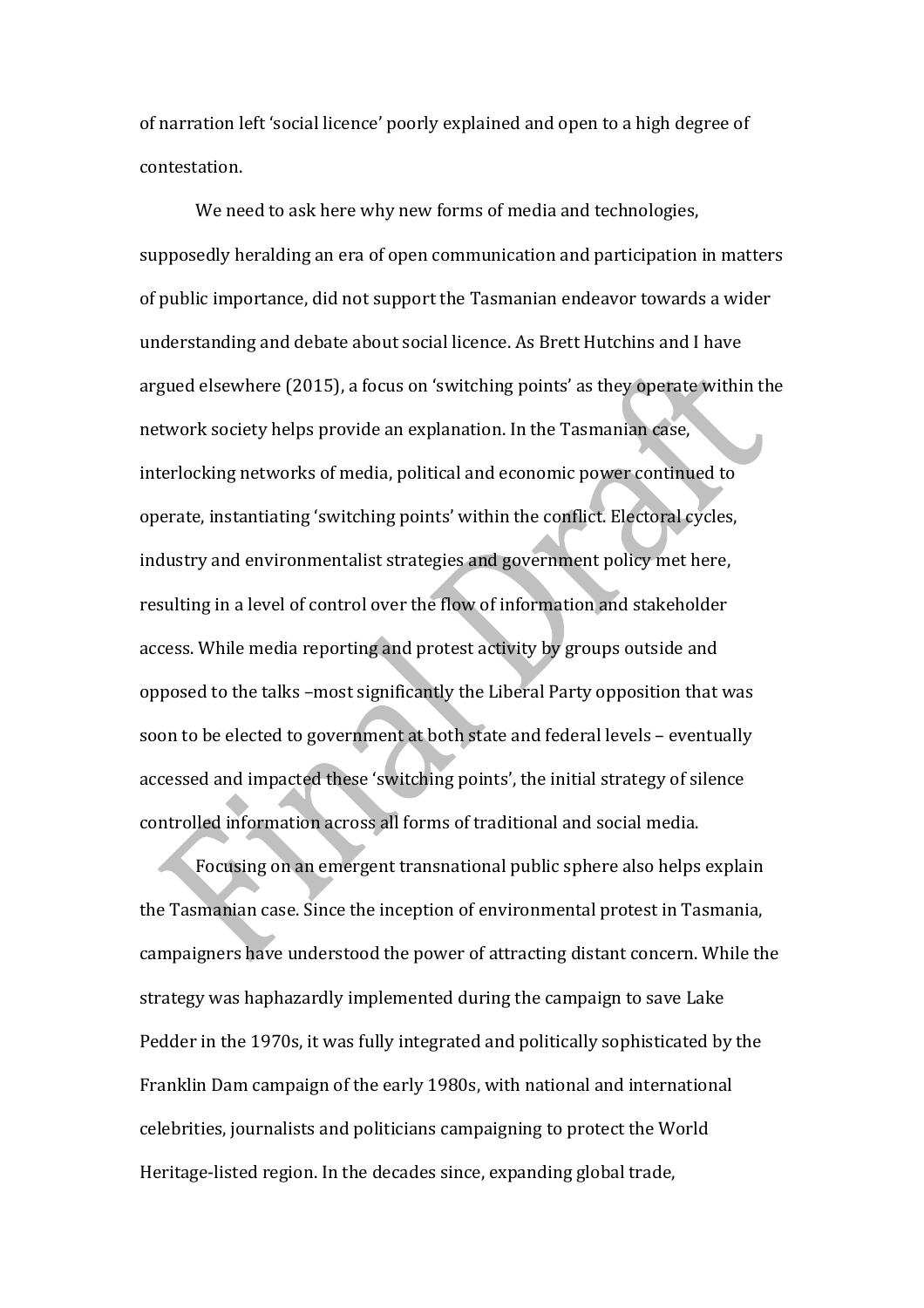of narration left 'social licence' poorly explained and open to a high degree of contestation.

We need to ask here why new forms of media and technologies, supposedly heralding an era of open communication and participation in matters of public importance, did not support the Tasmanian endeavor towards a wider understanding and debate about social licence. As Brett Hutchins and I have argued elsewhere (2015), a focus on 'switching points' as they operate within the network society helps provide an explanation. In the Tasmanian case, interlocking networks of media, political and economic power continued to operate, instantiating 'switching points' within the conflict. Electoral cycles, industry and environmentalist strategies and government policy met here, resulting in a level of control over the flow of information and stakeholder access. While media reporting and protest activity by groups outside and opposed to the talks –most significantly the Liberal Party opposition that was soon to be elected to government at both state and federal levels – eventually accessed and impacted these 'switching points', the initial strategy of silence controlled information across all forms of traditional and social media.

Focusing on an emergent transnational public sphere also helps explain the Tasmanian case. Since the inception of environmental protest in Tasmania, campaigners have understood the power of attracting distant concern. While the strategy was haphazardly implemented during the campaign to save Lake Pedder in the 1970s, it was fully integrated and politically sophisticated by the Franklin Dam campaign of the early 1980s, with national and international celebrities, journalists and politicians campaigning to protect the World Heritage-listed region. In the decades since, expanding global trade,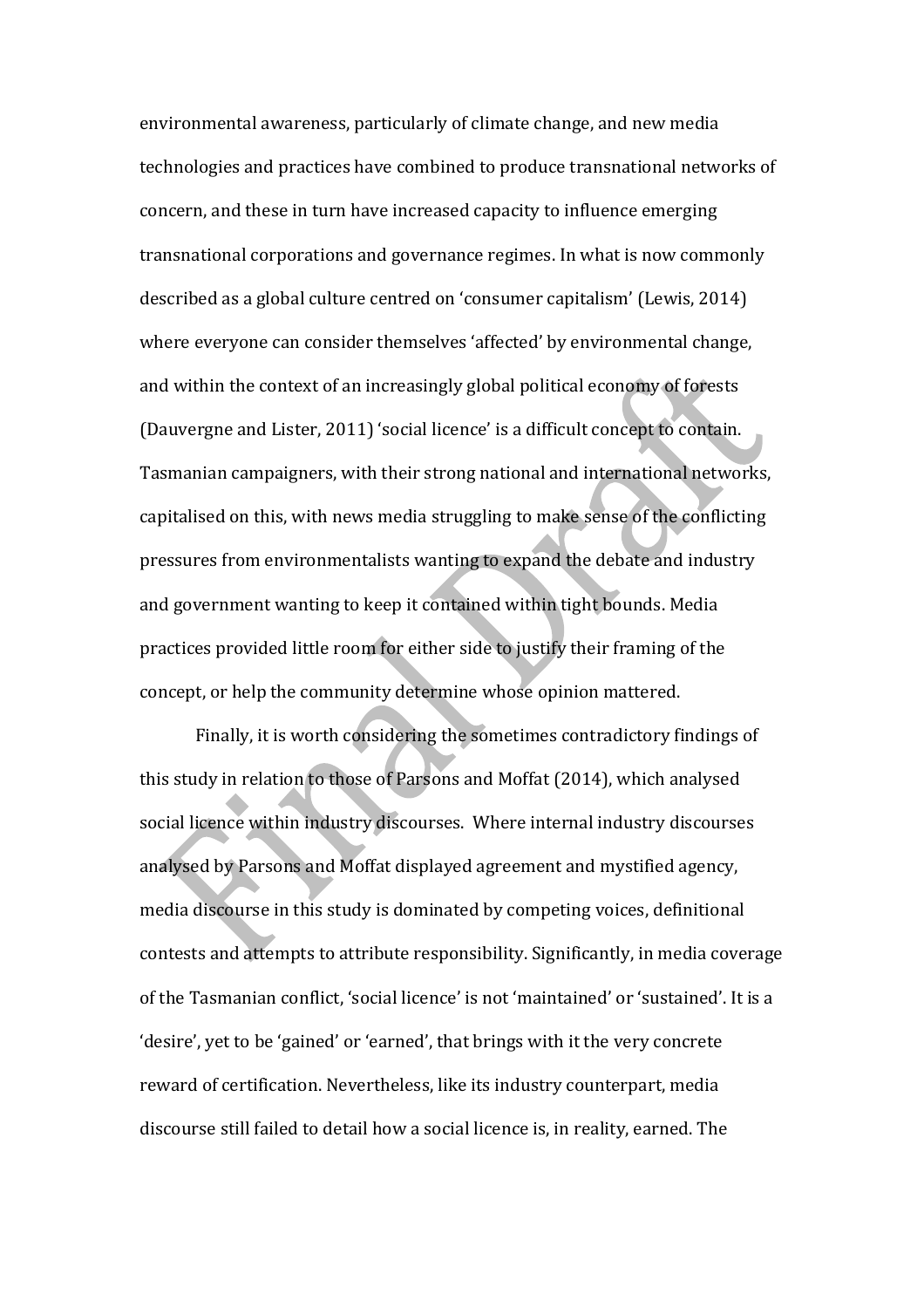environmental awareness, particularly of climate change, and new media technologies and practices have combined to produce transnational networks of concern, and these in turn have increased capacity to influence emerging transnational corporations and governance regimes. In what is now commonly described as a global culture centred on 'consumer capitalism' (Lewis, 2014) where everyone can consider themselves 'affected' by environmental change, and within the context of an increasingly global political economy of forests (Dauvergne and Lister, 2011) 'social licence' is a difficult concept to contain. Tasmanian campaigners, with their strong national and international networks, capitalised on this, with news media struggling to make sense of the conflicting pressures from environmentalists wanting to expand the debate and industry and government wanting to keep it contained within tight bounds. Media practices provided little room for either side to justify their framing of the concept, or help the community determine whose opinion mattered.

Finally, it is worth considering the sometimes contradictory findings of this study in relation to those of Parsons and Moffat (2014), which analysed social licence within industry discourses. Where internal industry discourses analysed by Parsons and Moffat displayed agreement and mystified agency, media discourse in this study is dominated by competing voices, definitional contests and attempts to attribute responsibility. Significantly, in media coverage of the Tasmanian conflict, 'social licence' is not 'maintained' or 'sustained'. It is a 'desire', yet to be 'gained' or 'earned', that brings with it the very concrete reward of certification. Nevertheless, like its industry counterpart, media discourse still failed to detail how a social licence is, in reality, earned. The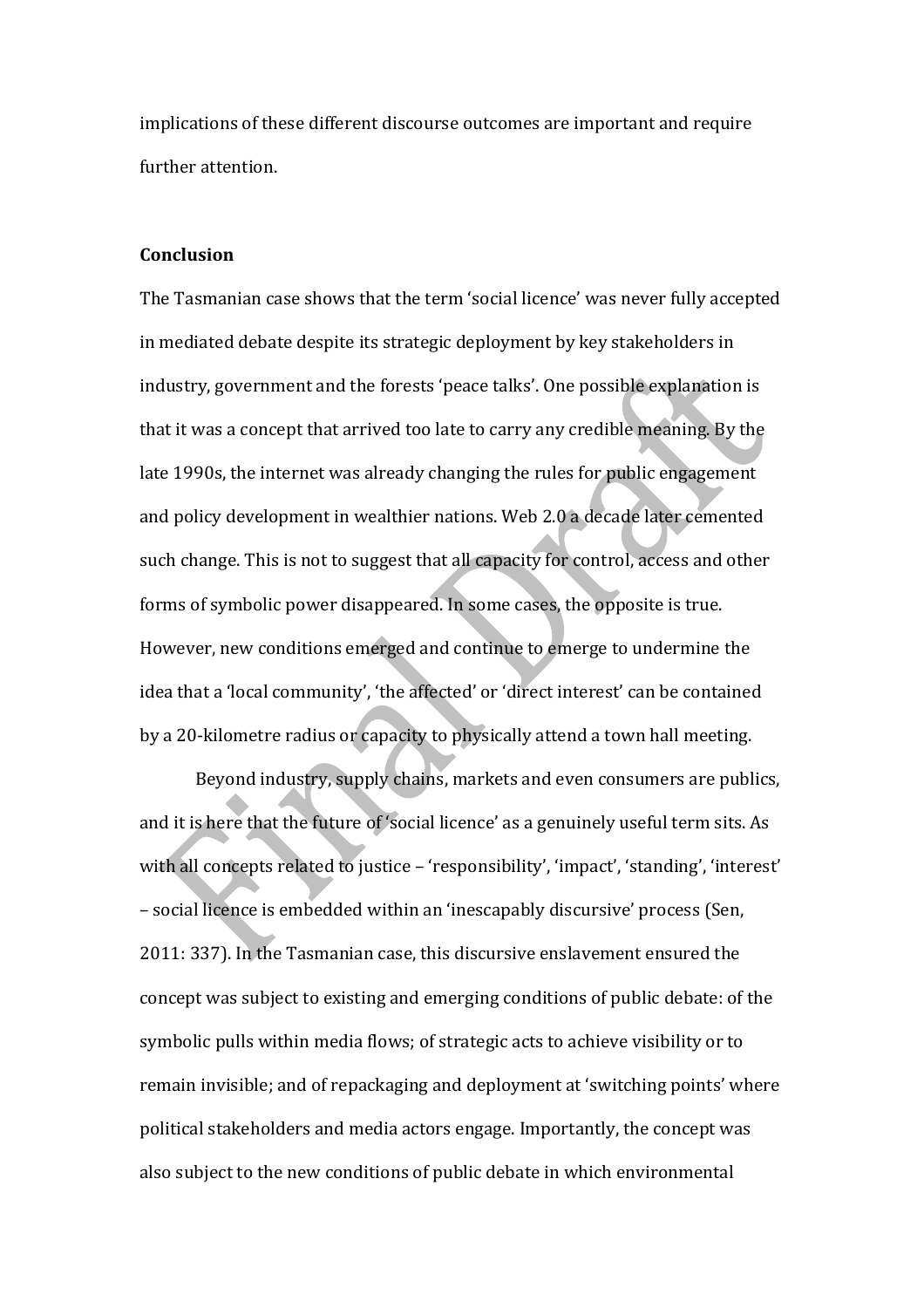implications of these different discourse outcomes are important and require further attention.

## Conclusion

The Tasmanian case shows that the term 'social licence' was never fully accepted in mediated debate despite its strategic deployment by key stakeholders in industry, government and the forests 'peace talks'. One possible explanation is that it was a concept that arrived too late to carry any credible meaning. By the late 1990s, the internet was already changing the rules for public engagement and policy development in wealthier nations. Web 2.0 a decade later cemented such change. This is not to suggest that all capacity for control, access and other forms of symbolic power disappeared. In some cases, the opposite is true. However, new conditions emerged and continue to emerge to undermine the idea that a 'local community', 'the affected' or 'direct interest' can be contained by a 20-kilometre radius or capacity to physically attend a town hall meeting.

Beyond industry, supply chains, markets and even consumers are publics, and it is here that the future of 'social licence' as a genuinely useful term sits. As with all concepts related to justice – 'responsibility', 'impact', 'standing', 'interest' – social licence is embedded within an 'inescapably discursive' process (Sen, 2011: 337). In the Tasmanian case, this discursive enslavement ensured the concept was subject to existing and emerging conditions of public debate: of the symbolic pulls within media flows; of strategic acts to achieve visibility or to remain invisible; and of repackaging and deployment at 'switching points' where political stakeholders and media actors engage. Importantly, the concept was also subject to the new conditions of public debate in which environmental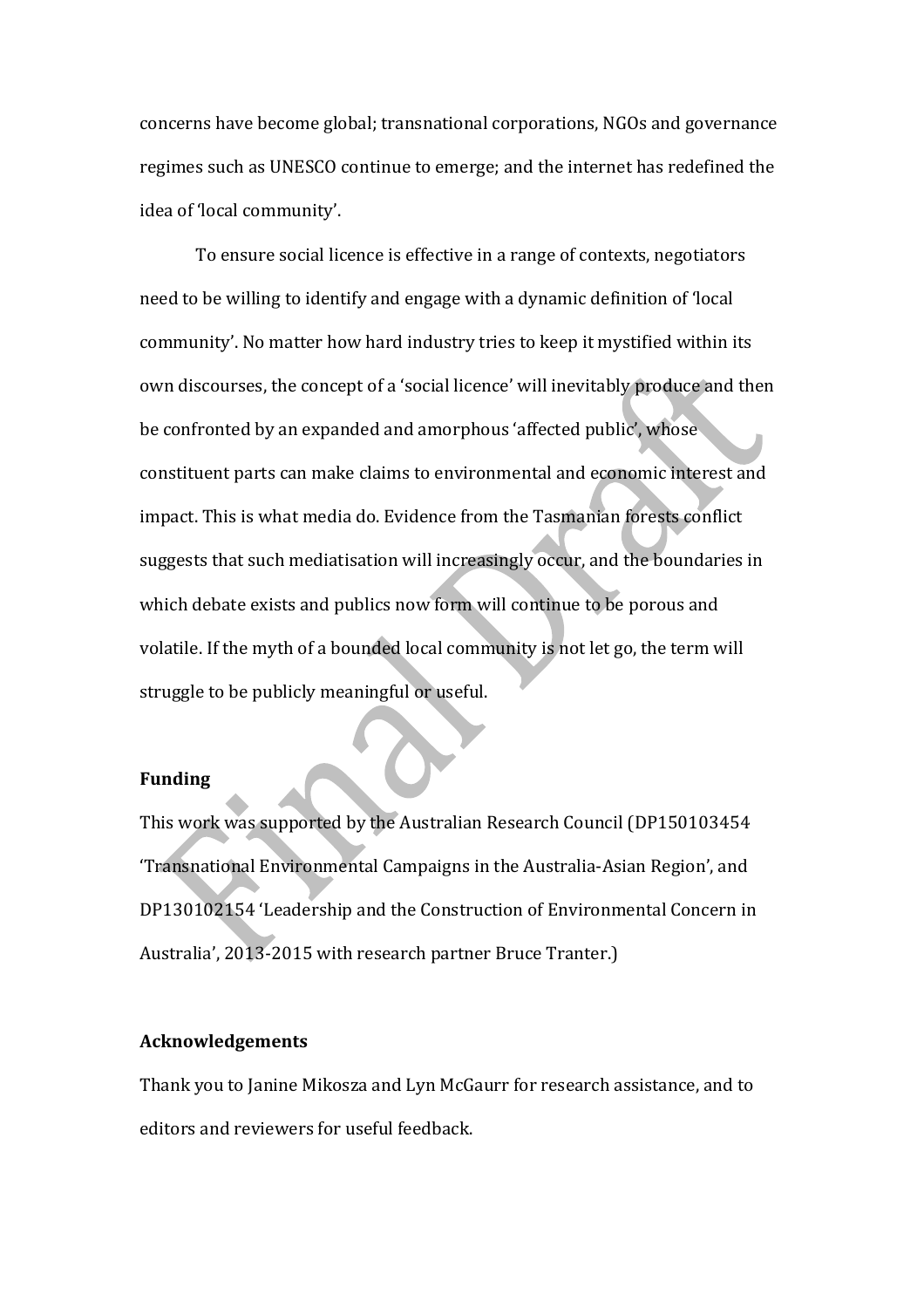concerns have become global; transnational corporations, NGOs and governance regimes such as UNESCO continue to emerge; and the internet has redefined the idea of 'local community'.

To ensure social licence is effective in a range of contexts, negotiators need to be willing to identify and engage with a dynamic definition of 'local community'. No matter how hard industry tries to keep it mystified within its own discourses, the concept of a 'social licence' will inevitably produce and then be confronted by an expanded and amorphous 'affected public', whose constituent parts can make claims to environmental and economic interest and impact. This is what media do. Evidence from the Tasmanian forests conflict suggests that such mediatisation will increasingly occur, and the boundaries in which debate exists and publics now form will continue to be porous and volatile. If the myth of a bounded local community is not let go, the term will struggle to be publicly meaningful or useful.

**Funding**

This work was supported by the Australian Research Council (DP150103454 'Transnational Environmental Campaigns in the Australia-Asian Region', and DP130102154 'Leadership and the Construction of Environmental Concern in Australia', 2013-2015 with research partner Bruce Tranter.)

**Acknowledgements**

Thank you to Janine Mikosza and Lyn McGaurr for research assistance, and to editors and reviewers for useful feedback.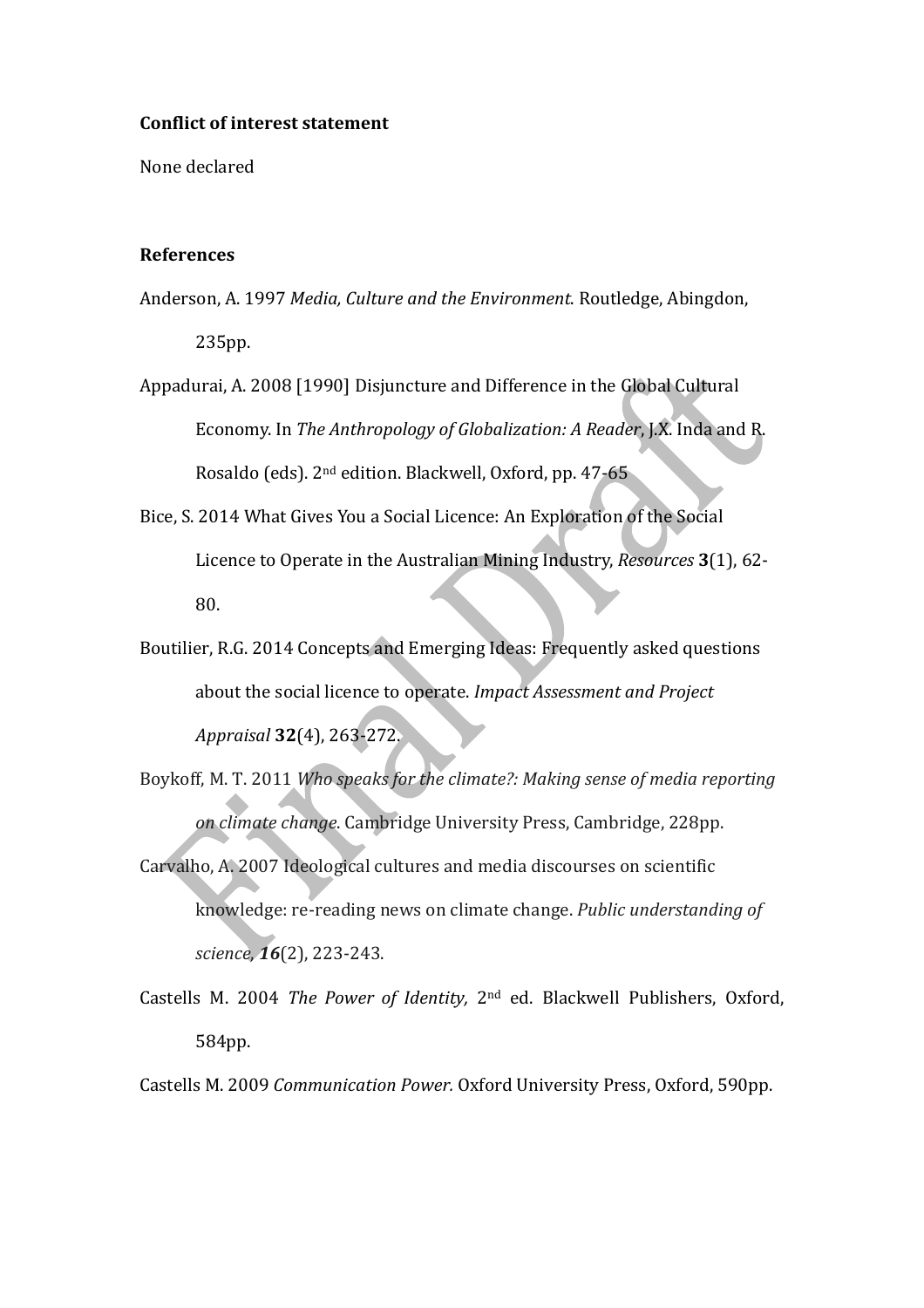**Conflict of interest statement**

None declared

**References**

Anderson, A. 1997 *Media, Culture and the Environment*. Routledge, Abingdon, 235pp.

Appadurai, A. 2008 [1990] Disjuncture and Difference in the Global Cultural Economy. In *The Anthropology of Globalization: A Reader*, J.X. Inda and R. Rosaldo (eds). 2nd edition. Blackwell, Oxford, pp. 47-65

Bice, S. 2014 What Gives You a Social Licence: An Exploration of the Social Licence to Operate in the Australian Mining Industry, *Resources* **3**(1), 62-80.

Boutilier, R.G. 2014 Concepts and Emerging Ideas: Frequently asked questions about the social licence to operate. *Impact Assessment and Project Appraisal* **32**(4), 263-272.

Boykoff, M. T. 2011 *Who speaks for the climate?: Making sense of media reporting on climate change*. Cambridge University Press, Cambridge, 228pp.

Carvalho, A. 2007 Ideological cultures and media discourses on scientific knowledge: re-reading news on climate change. *Public understanding of science*, ***16***(2), 223-243.

Castells M. 2004 *The Power of Identity,* 2nd ed. Blackwell Publishers, Oxford, 584pp.

Castells M. 2009 *Communication Power.* Oxford University Press, Oxford, 590pp.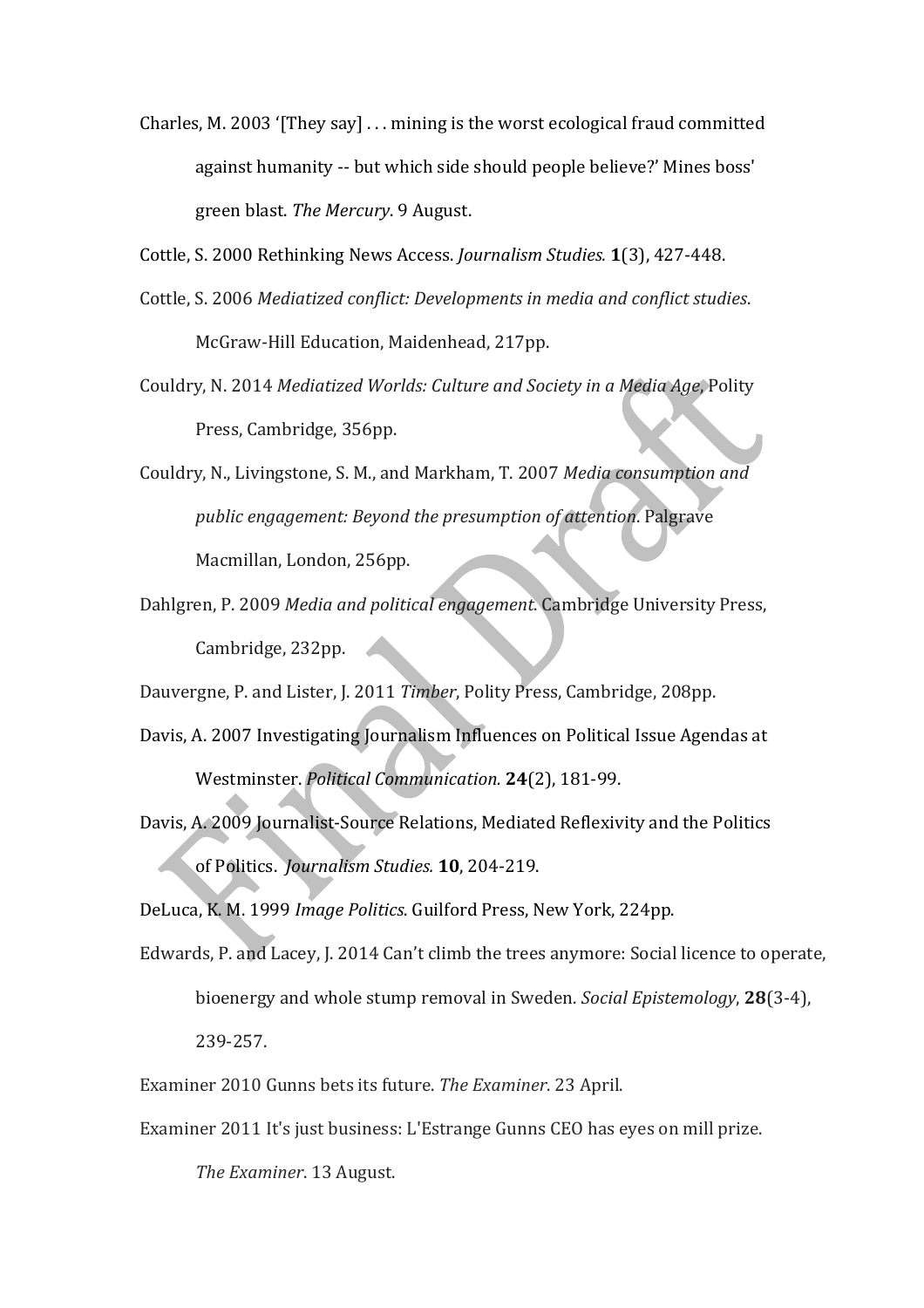Charles, M. 2003 '[They say] . . . mining is the worst ecological fraud committed against humanity -- but which side should people believe?' Mines boss' green blast. *The Mercury*. 9 August.

Cottle, S. 2000 Rethinking News Access. *Journalism Studies.* **1**(3), 427-448.

Cottle, S. 2006 *Mediatized conflict: Developments in media and conflict studies*. McGraw-Hill Education, Maidenhead, 217pp.

Couldry, N. 2014 *Mediatized Worlds: Culture and Society in a Media Age*, Polity Press, Cambridge, 356pp.

Couldry, N., Livingstone, S. M., and Markham, T. 2007 *Media consumption and public engagement: Beyond the presumption of attention*. Palgrave Macmillan, London, 256pp.

Dahlgren, P. 2009 *Media and political engagement*. Cambridge University Press, Cambridge, 232pp.

Dauvergne, P. and Lister, J. 2011 *Timber*, Polity Press, Cambridge, 208pp.

Davis, A. 2007 Investigating Journalism Influences on Political Issue Agendas at Westminster. *Political Communication.* **24**(2), 181-99.

Davis, A. 2009 Journalist-Source Relations, Mediated Reflexivity and the Politics of Politics. *Journalism Studies.* **10**, 204-219.

DeLuca, K. M. 1999 *Image Politics*. Guilford Press, New York, 224pp.

Edwards, P. and Lacey, J. 2014 Can't climb the trees anymore: Social licence to operate, bioenergy and whole stump removal in Sweden. *Social Epistemology*, **28**(3-4), 239-257.

Examiner 2010 Gunns bets its future. *The Examiner*. 23 April.

Examiner 2011 It's just business: L'Estrange Gunns CEO has eyes on mill prize. *The Examiner*. 13 August.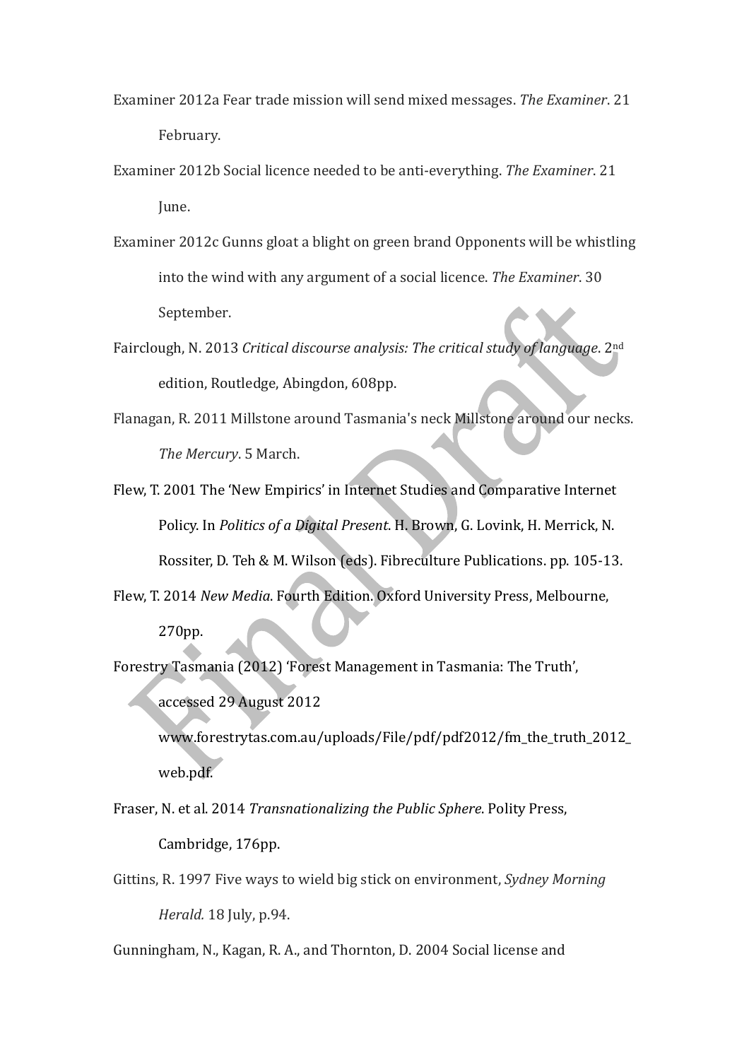Examiner 2012a Fear trade mission will send mixed messages. *The Examiner*. 21 February.

Examiner 2012b Social licence needed to be anti-everything. *The Examiner*. 21 June.

Examiner 2012c Gunns gloat a blight on green brand Opponents will be whistling into the wind with any argument of a social licence. *The Examiner*. 30 September.

Fairclough, N. 2013 *Critical discourse analysis: The critical study of language*. 2nd edition, Routledge, Abingdon, 608pp.

Flanagan, R. 2011 Millstone around Tasmania's neck Millstone around our necks. *The Mercury*. 5 March.

Flew, T. 2001 The 'New Empirics' in Internet Studies and Comparative Internet Policy. In *Politics of a Digital Present*. H. Brown, G. Lovink, H. Merrick, N. Rossiter, D. Teh & M. Wilson (eds). Fibreculture Publications. pp. 105-13.

Flew, T. 2014 *New Media*. Fourth Edition. Oxford University Press, Melbourne, 270pp.

Forestry Tasmania (2012) 'Forest Management in Tasmania: The Truth', accessed 29 August 2012 www.forestrytas.com.au/uploads/File/pdf/pdf2012/fm_the_truth_2012_web.pdf.

Fraser, N. et al. 2014 *Transnationalizing the Public Sphere*. Polity Press, Cambridge, 176pp.

Gittins, R. 1997 Five ways to wield big stick on environment, *Sydney Morning Herald.* 18 July, p.94.

Gunningham, N., Kagan, R. A., and Thornton, D. 2004 Social license and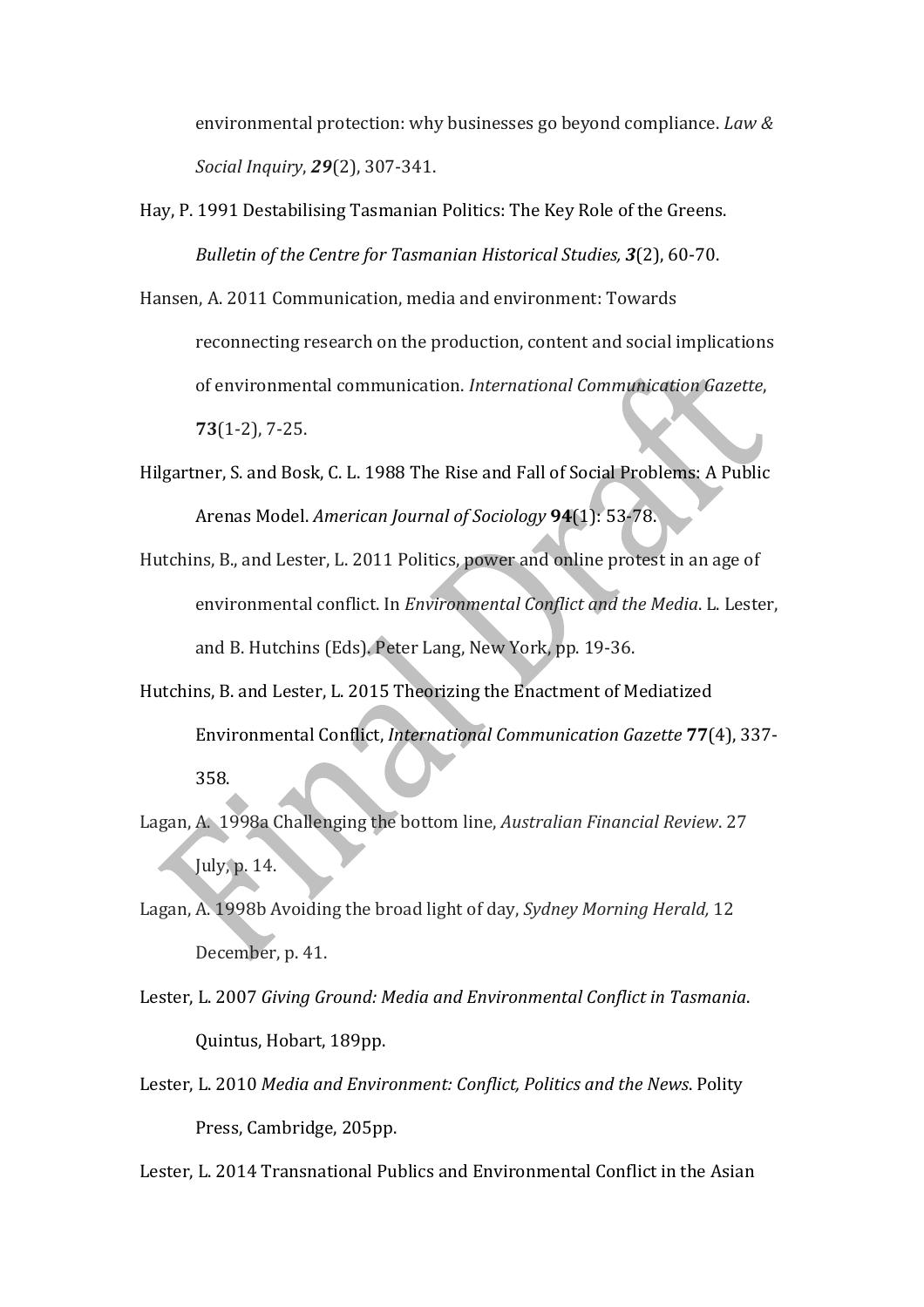environmental protection: why businesses go beyond compliance. *Law & Social Inquiry*, ***29***(2), 307-341.

Hay, P. 1991 Destabilising Tasmanian Politics: The Key Role of the Greens. *Bulletin of the Centre for Tasmanian Historical Studies,* ***3***(2), 60-70.

Hansen, A. 2011 Communication, media and environment: Towards reconnecting research on the production, content and social implications of environmental communication. *International Communication Gazette*, **73**(1-2), 7-25.

Hilgartner, S. and Bosk, C. L. 1988 The Rise and Fall of Social Problems: A Public Arenas Model. *American Journal of Sociology* **94**(1): 53-78.

Hutchins, B., and Lester, L. 2011 Politics, power and online protest in an age of environmental conflict. In *Environmental Conflict and the Media*. L. Lester, and B. Hutchins (Eds). Peter Lang, New York, pp. 19-36.

Hutchins, B. and Lester, L. 2015 Theorizing the Enactment of Mediatized Environmental Conflict, *International Communication Gazette* **77**(4), 337-358.

Lagan, A. 1998a Challenging the bottom line, *Australian Financial Review*. 27 July, p. 14.

Lagan, A. 1998b Avoiding the broad light of day, *Sydney Morning Herald,* 12 December, p. 41.

Lester, L. 2007 *Giving Ground: Media and Environmental Conflict in Tasmania*. Quintus, Hobart, 189pp.

Lester, L. 2010 *Media and Environment: Conflict, Politics and the News*. Polity Press, Cambridge, 205pp.

Lester, L. 2014 Transnational Publics and Environmental Conflict in the Asian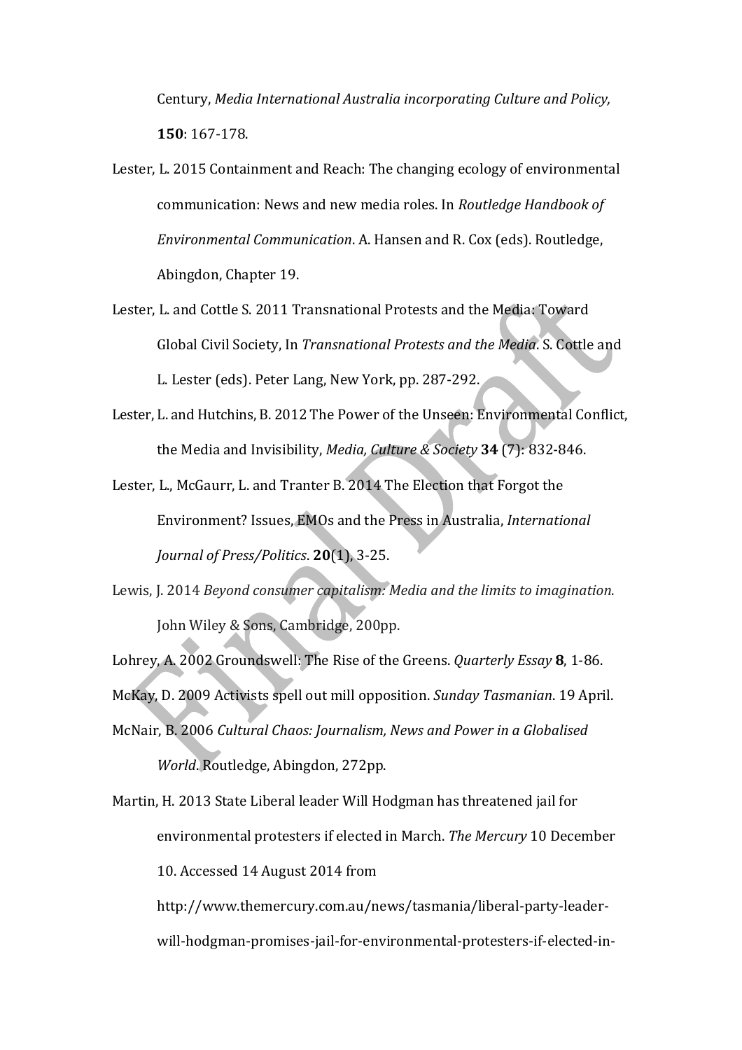Century, *Media International Australia incorporating Culture and Policy,* **150**: 167-178.

Lester, L. 2015 Containment and Reach: The changing ecology of environmental communication: News and new media roles. In *Routledge Handbook of Environmental Communication*. A. Hansen and R. Cox (eds). Routledge, Abingdon, Chapter 19.

Lester, L. and Cottle S. 2011 Transnational Protests and the Media: Toward Global Civil Society, In *Transnational Protests and the Media*. S. Cottle and L. Lester (eds). Peter Lang, New York, pp. 287-292.

Lester, L. and Hutchins, B. 2012 The Power of the Unseen: Environmental Conflict, the Media and Invisibility, *Media, Culture & Society* **34** (7): 832-846.

Lester, L., McGaurr, L. and Tranter B. 2014 The Election that Forgot the Environment? Issues, EMOs and the Press in Australia, *International Journal of Press/Politics*. **20**(1), 3-25.

Lewis, J. 2014 *Beyond consumer capitalism: Media and the limits to imagination*. John Wiley & Sons, Cambridge, 200pp.

Lohrey, A. 2002 Groundswell: The Rise of the Greens. *Quarterly Essay* **8**, 1-86.

McKay, D. 2009 Activists spell out mill opposition. *Sunday Tasmanian*. 19 April.

McNair, B. 2006 *Cultural Chaos: Journalism, News and Power in a Globalised World*. Routledge, Abingdon, 272pp.

Martin, H. 2013 State Liberal leader Will Hodgman has threatened jail for environmental protesters if elected in March. *The Mercury* 10 December 10. Accessed 14 August 2014 from http://www.themercury.com.au/news/tasmania/liberal-party-leader-will-hodgman-promises-jail-for-environmental-protesters-if-elected-in-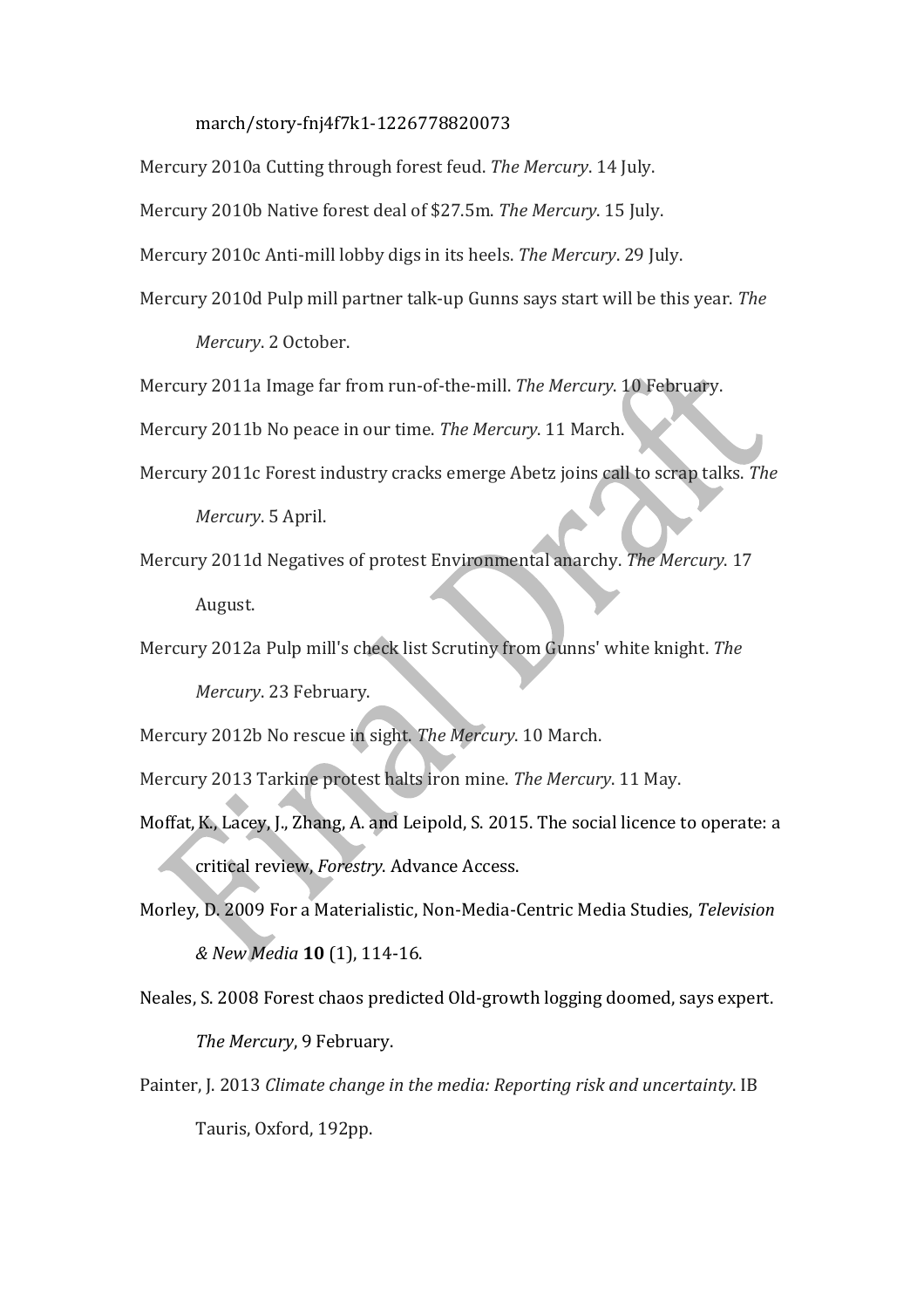march/story-fnj4f7k1-1226778820073

Mercury 2010a Cutting through forest feud. *The Mercury*. 14 July.

Mercury 2010b Native forest deal of $27.5m. *The Mercury*. 15 July.

Mercury 2010c Anti-mill lobby digs in its heels. *The Mercury*. 29 July.

Mercury 2010d Pulp mill partner talk-up Gunns says start will be this year. *The Mercury*. 2 October.

Mercury 2011a Image far from run-of-the-mill. *The Mercury*. 10 February.

Mercury 2011b No peace in our time. *The Mercury*. 11 March.

Mercury 2011c Forest industry cracks emerge Abetz joins call to scrap talks. *The Mercury*. 5 April.

Mercury 2011d Negatives of protest Environmental anarchy. *The Mercury*. 17 August.

Mercury 2012a Pulp mill's check list Scrutiny from Gunns' white knight. *The Mercury*. 23 February.

Mercury 2012b No rescue in sight. *The Mercury*. 10 March.

Mercury 2013 Tarkine protest halts iron mine. *The Mercury*. 11 May.

Moffat, K., Lacey, J., Zhang, A. and Leipold, S. 2015. The social licence to operate: a critical review, *Forestry*. Advance Access.

Morley, D. 2009 For a Materialistic, Non-Media-Centric Media Studies, *Television & New Media* **10** (1), 114-16.

Neales, S. 2008 Forest chaos predicted Old-growth logging doomed, says expert. *The Mercury*, 9 February.

Painter, J. 2013 *Climate change in the media: Reporting risk and uncertainty*. IB Tauris, Oxford, 192pp.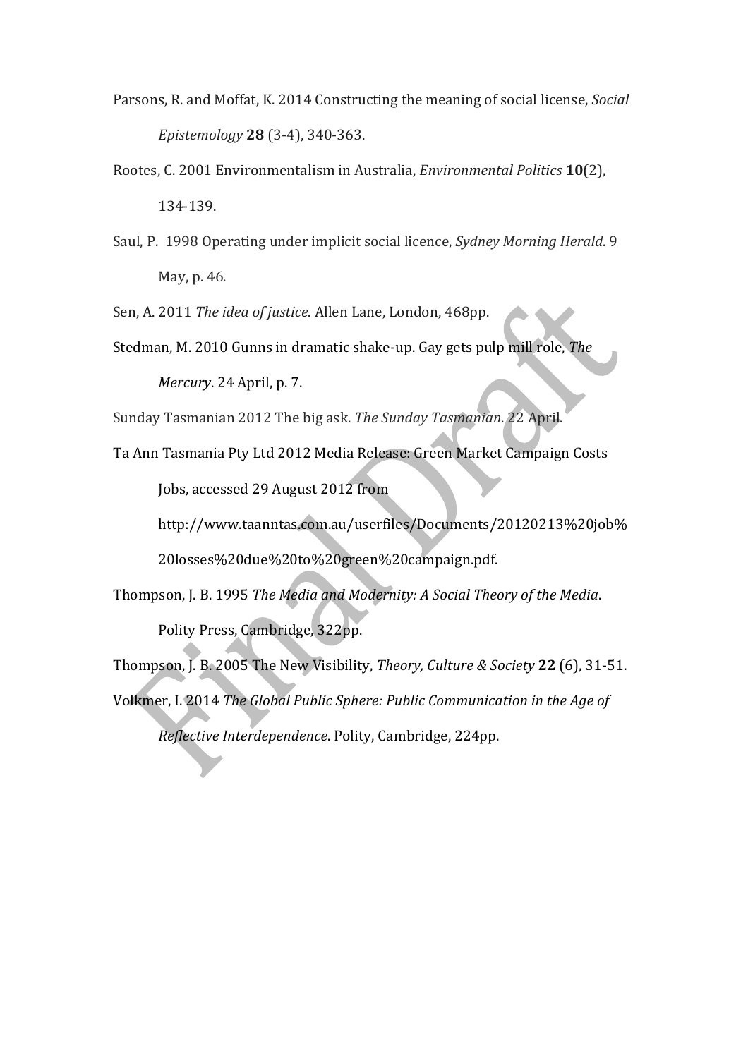Parsons, R. and Moffat, K. 2014 Constructing the meaning of social license, *Social Epistemology* **28** (3-4), 340-363.

Rootes, C. 2001 Environmentalism in Australia, *Environmental Politics* **10**(2), 134-139.

Saul, P. 1998 Operating under implicit social licence, *Sydney Morning Herald*. 9 May, p. 46.

Sen, A. 2011 *The idea of justice*. Allen Lane, London, 468pp.

Stedman, M. 2010 Gunns in dramatic shake-up. Gay gets pulp mill role, *The Mercury*. 24 April, p. 7.

Sunday Tasmanian 2012 The big ask. *The Sunday Tasmanian*. 22 April.

Ta Ann Tasmania Pty Ltd 2012 Media Release: Green Market Campaign Costs Jobs, accessed 29 August 2012 from http://www.taanntas.com.au/userfiles/Documents/20120213%20job%20losses%20due%20to%20green%20campaign.pdf.

Thompson, J. B. 1995 *The Media and Modernity: A Social Theory of the Media*. Polity Press, Cambridge, 322pp.

Thompson, J. B. 2005 The New Visibility, *Theory, Culture & Society* **22** (6), 31-51.

Volkmer, I. 2014 *The Global Public Sphere: Public Communication in the Age of Reflective Interdependence*. Polity, Cambridge, 224pp.